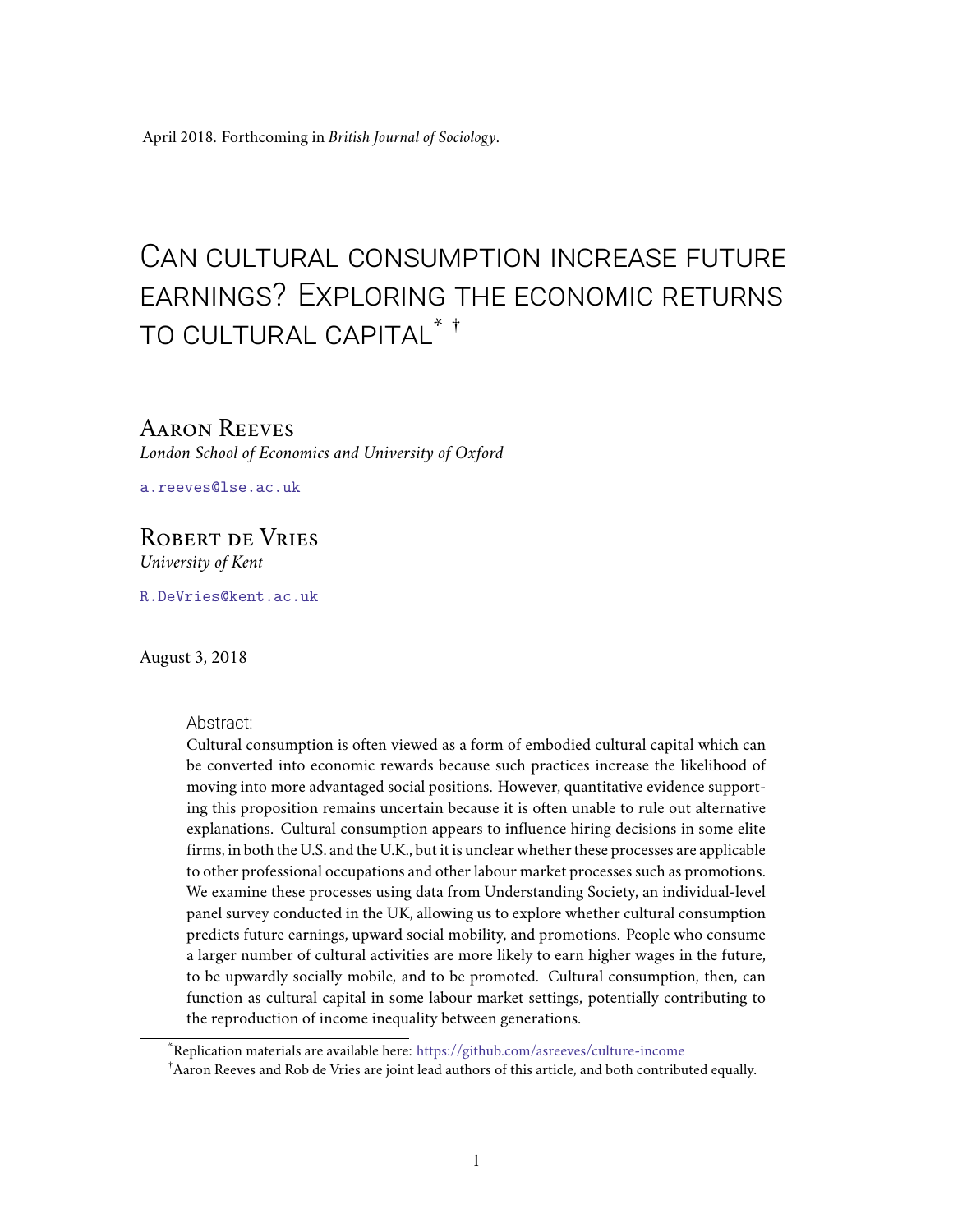April 2018. Forthcoming in *British Journal of Sociology*.

# Can cultural consumption increase future earnings? Exploring the economic returns to cultural capital[*] [†]

## Aaron Reeves

*London School of Economics and University of Oxford*

a.reeves@lse.ac.uk

## Robert de Vries

*University of Kent*

R.DeVries@kent.ac.uk

August 3, 2018

Abstract:

Cultural consumption is often viewed as a form of embodied cultural capital which can be converted into economic rewards because such practices increase the likelihood of moving into more advantaged social positions. However, quantitative evidence supporting this proposition remains uncertain because it is often unable to rule out alternative explanations. Cultural consumption appears to influence hiring decisions in some elite firms, in both the U.S. and the U.K., but it is unclear whether these processes are applicable to other professional occupations and other labour market processes such as promotions. We examine these processes using data from Understanding Society, an individual-level panel survey conducted in the UK, allowing us to explore whether cultural consumption predicts future earnings, upward social mobility, and promotions. People who consume a larger number of cultural activities are more likely to earn higher wages in the future, to be upwardly socially mobile, and to be promoted. Cultural consumption, then, can function as cultural capital in some labour market settings, potentially contributing to the reproduction of income inequality between generations.

[*] Replication materials are available here: https://github.com/asreeves/culture-income

[†] Aaron Reeves and Rob de Vries are joint lead authors of this article, and both contributed equally.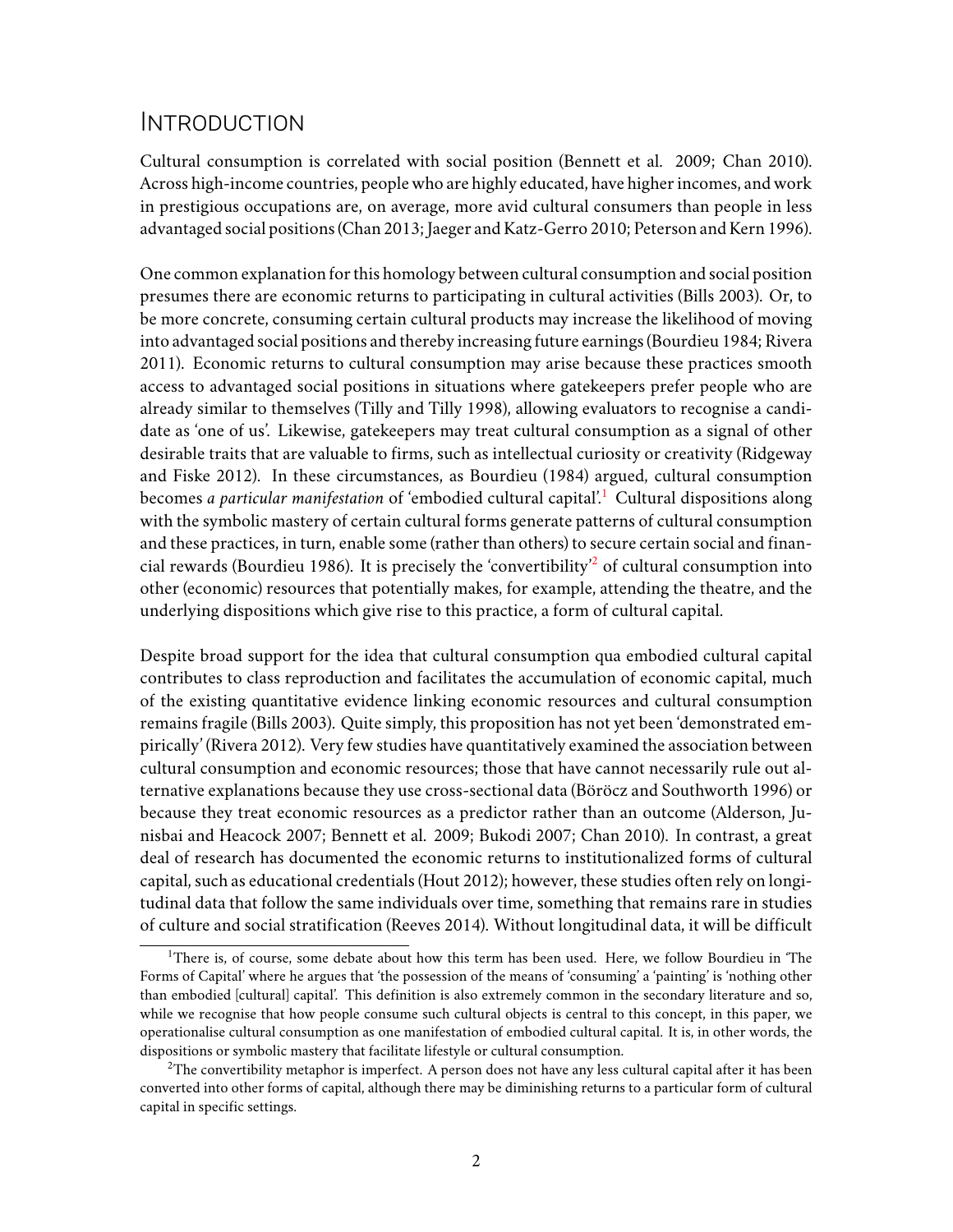# Introduction

Cultural consumption is correlated with social position (Bennett et al. 2009; Chan 2010). Across high-income countries, people who are highly educated, have higher incomes, and work in prestigious occupations are, on average, more avid cultural consumers than people in less advantaged social positions (Chan 2013; Jaeger and Katz-Gerro 2010; Peterson and Kern 1996).

One common explanation for this homology between cultural consumption and social position presumes there are economic returns to participating in cultural activities (Bills 2003). Or, to be more concrete, consuming certain cultural products may increase the likelihood of moving into advantaged social positions and thereby increasing future earnings (Bourdieu 1984; Rivera 2011). Economic returns to cultural consumption may arise because these practices smooth access to advantaged social positions in situations where gatekeepers prefer people who are already similar to themselves (Tilly and Tilly 1998), allowing evaluators to recognise a candidate as 'one of us'. Likewise, gatekeepers may treat cultural consumption as a signal of other desirable traits that are valuable to firms, such as intellectual curiosity or creativity (Ridgeway and Fiske 2012). In these circumstances, as Bourdieu (1984) argued, cultural consumption becomes *a particular manifestation* of 'embodied cultural capital'.[1] Cultural dispositions along with the symbolic mastery of certain cultural forms generate patterns of cultural consumption and these practices, in turn, enable some (rather than others) to secure certain social and financial rewards (Bourdieu 1986). It is precisely the 'convertibility'[2] of cultural consumption into other (economic) resources that potentially makes, for example, attending the theatre, and the underlying dispositions which give rise to this practice, a form of cultural capital.

Despite broad support for the idea that cultural consumption qua embodied cultural capital contributes to class reproduction and facilitates the accumulation of economic capital, much of the existing quantitative evidence linking economic resources and cultural consumption remains fragile (Bills 2003). Quite simply, this proposition has not yet been 'demonstrated empirically' (Rivera 2012). Very few studies have quantitatively examined the association between cultural consumption and economic resources; those that have cannot necessarily rule out alternative explanations because they use cross-sectional data (Böröcz and Southworth 1996) or because they treat economic resources as a predictor rather than an outcome (Alderson, Junisbai and Heacock 2007; Bennett et al. 2009; Bukodi 2007; Chan 2010). In contrast, a great deal of research has documented the economic returns to institutionalized forms of cultural capital, such as educational credentials (Hout 2012); however, these studies often rely on longitudinal data that follow the same individuals over time, something that remains rare in studies of culture and social stratification (Reeves 2014). Without longitudinal data, it will be difficult

[1] There is, of course, some debate about how this term has been used. Here, we follow Bourdieu in 'The Forms of Capital' where he argues that 'the possession of the means of 'consuming' a 'painting' is 'nothing other than embodied [cultural] capital'. This definition is also extremely common in the secondary literature and so, while we recognise that how people consume such cultural objects is central to this concept, in this paper, we operationalise cultural consumption as one manifestation of embodied cultural capital. It is, in other words, the dispositions or symbolic mastery that facilitate lifestyle or cultural consumption.

[2] The convertibility metaphor is imperfect. A person does not have any less cultural capital after it has been converted into other forms of capital, although there may be diminishing returns to a particular form of cultural capital in specific settings.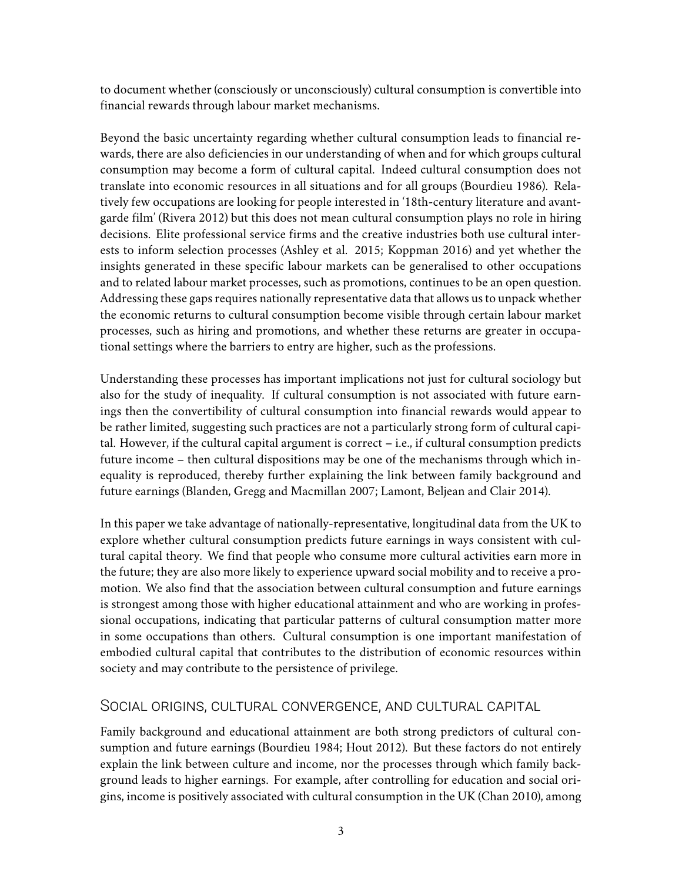to document whether (consciously or unconsciously) cultural consumption is convertible into financial rewards through labour market mechanisms.

Beyond the basic uncertainty regarding whether cultural consumption leads to financial rewards, there are also deficiencies in our understanding of when and for which groups cultural consumption may become a form of cultural capital. Indeed cultural consumption does not translate into economic resources in all situations and for all groups (Bourdieu 1986). Relatively few occupations are looking for people interested in '18th-century literature and avant-garde film' (Rivera 2012) but this does not mean cultural consumption plays no role in hiring decisions. Elite professional service firms and the creative industries both use cultural interests to inform selection processes (Ashley et al. 2015; Koppman 2016) and yet whether the insights generated in these specific labour markets can be generalised to other occupations and to related labour market processes, such as promotions, continues to be an open question. Addressing these gaps requires nationally representative data that allows us to unpack whether the economic returns to cultural consumption become visible through certain labour market processes, such as hiring and promotions, and whether these returns are greater in occupational settings where the barriers to entry are higher, such as the professions.

Understanding these processes has important implications not just for cultural sociology but also for the study of inequality. If cultural consumption is not associated with future earnings then the convertibility of cultural consumption into financial rewards would appear to be rather limited, suggesting such practices are not a particularly strong form of cultural capital. However, if the cultural capital argument is correct – i.e., if cultural consumption predicts future income – then cultural dispositions may be one of the mechanisms through which inequality is reproduced, thereby further explaining the link between family background and future earnings (Blanden, Gregg and Macmillan 2007; Lamont, Beljean and Clair 2014).

In this paper we take advantage of nationally-representative, longitudinal data from the UK to explore whether cultural consumption predicts future earnings in ways consistent with cultural capital theory. We find that people who consume more cultural activities earn more in the future; they are also more likely to experience upward social mobility and to receive a promotion. We also find that the association between cultural consumption and future earnings is strongest among those with higher educational attainment and who are working in professional occupations, indicating that particular patterns of cultural consumption matter more in some occupations than others. Cultural consumption is one important manifestation of embodied cultural capital that contributes to the distribution of economic resources within society and may contribute to the persistence of privilege.

## Social origins, cultural convergence, and cultural capital

Family background and educational attainment are both strong predictors of cultural consumption and future earnings (Bourdieu 1984; Hout 2012). But these factors do not entirely explain the link between culture and income, nor the processes through which family background leads to higher earnings. For example, after controlling for education and social origins, income is positively associated with cultural consumption in the UK (Chan 2010), among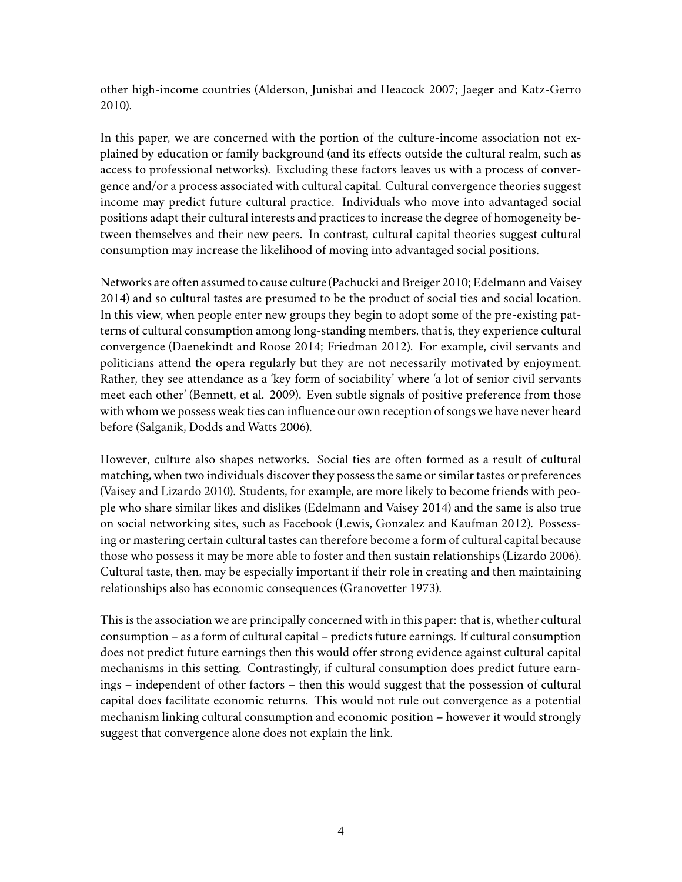other high-income countries (Alderson, Junisbai and Heacock 2007; Jaeger and Katz-Gerro 2010).

In this paper, we are concerned with the portion of the culture-income association not explained by education or family background (and its effects outside the cultural realm, such as access to professional networks). Excluding these factors leaves us with a process of convergence and/or a process associated with cultural capital. Cultural convergence theories suggest income may predict future cultural practice. Individuals who move into advantaged social positions adapt their cultural interests and practices to increase the degree of homogeneity between themselves and their new peers. In contrast, cultural capital theories suggest cultural consumption may increase the likelihood of moving into advantaged social positions.

Networks are often assumed to cause culture (Pachucki and Breiger 2010; Edelmann and Vaisey 2014) and so cultural tastes are presumed to be the product of social ties and social location. In this view, when people enter new groups they begin to adopt some of the pre-existing patterns of cultural consumption among long-standing members, that is, they experience cultural convergence (Daenekindt and Roose 2014; Friedman 2012). For example, civil servants and politicians attend the opera regularly but they are not necessarily motivated by enjoyment. Rather, they see attendance as a 'key form of sociability' where 'a lot of senior civil servants meet each other' (Bennett, et al. 2009). Even subtle signals of positive preference from those with whom we possess weak ties can influence our own reception of songs we have never heard before (Salganik, Dodds and Watts 2006).

However, culture also shapes networks. Social ties are often formed as a result of cultural matching, when two individuals discover they possess the same or similar tastes or preferences (Vaisey and Lizardo 2010). Students, for example, are more likely to become friends with people who share similar likes and dislikes (Edelmann and Vaisey 2014) and the same is also true on social networking sites, such as Facebook (Lewis, Gonzalez and Kaufman 2012). Possessing or mastering certain cultural tastes can therefore become a form of cultural capital because those who possess it may be more able to foster and then sustain relationships (Lizardo 2006). Cultural taste, then, may be especially important if their role in creating and then maintaining relationships also has economic consequences (Granovetter 1973).

This is the association we are principally concerned with in this paper: that is, whether cultural consumption – as a form of cultural capital – predicts future earnings. If cultural consumption does not predict future earnings then this would offer strong evidence against cultural capital mechanisms in this setting. Contrastingly, if cultural consumption does predict future earnings – independent of other factors – then this would suggest that the possession of cultural capital does facilitate economic returns. This would not rule out convergence as a potential mechanism linking cultural consumption and economic position – however it would strongly suggest that convergence alone does not explain the link.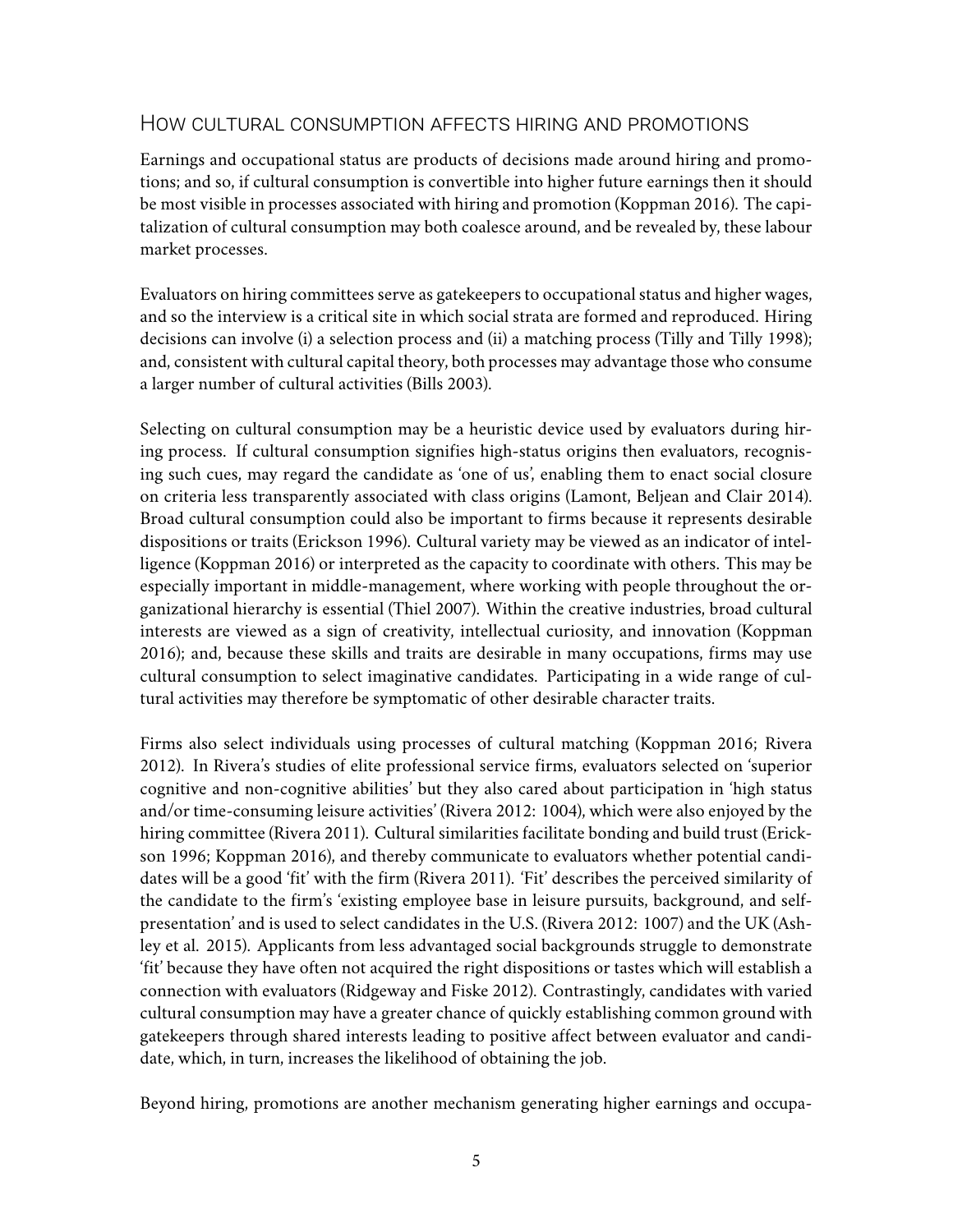## How cultural consumption affects hiring and promotions

Earnings and occupational status are products of decisions made around hiring and promotions; and so, if cultural consumption is convertible into higher future earnings then it should be most visible in processes associated with hiring and promotion (Koppman 2016). The capitalization of cultural consumption may both coalesce around, and be revealed by, these labour market processes.

Evaluators on hiring committees serve as gatekeepers to occupational status and higher wages, and so the interview is a critical site in which social strata are formed and reproduced. Hiring decisions can involve (i) a selection process and (ii) a matching process (Tilly and Tilly 1998); and, consistent with cultural capital theory, both processes may advantage those who consume a larger number of cultural activities (Bills 2003).

Selecting on cultural consumption may be a heuristic device used by evaluators during hiring process. If cultural consumption signifies high-status origins then evaluators, recognising such cues, may regard the candidate as 'one of us', enabling them to enact social closure on criteria less transparently associated with class origins (Lamont, Beljean and Clair 2014). Broad cultural consumption could also be important to firms because it represents desirable dispositions or traits (Erickson 1996). Cultural variety may be viewed as an indicator of intelligence (Koppman 2016) or interpreted as the capacity to coordinate with others. This may be especially important in middle-management, where working with people throughout the organizational hierarchy is essential (Thiel 2007). Within the creative industries, broad cultural interests are viewed as a sign of creativity, intellectual curiosity, and innovation (Koppman 2016); and, because these skills and traits are desirable in many occupations, firms may use cultural consumption to select imaginative candidates. Participating in a wide range of cultural activities may therefore be symptomatic of other desirable character traits.

Firms also select individuals using processes of cultural matching (Koppman 2016; Rivera 2012). In Rivera's studies of elite professional service firms, evaluators selected on 'superior cognitive and non-cognitive abilities' but they also cared about participation in 'high status and/or time-consuming leisure activities' (Rivera 2012: 1004), which were also enjoyed by the hiring committee (Rivera 2011). Cultural similarities facilitate bonding and build trust (Erickson 1996; Koppman 2016), and thereby communicate to evaluators whether potential candidates will be a good 'fit' with the firm (Rivera 2011). 'Fit' describes the perceived similarity of the candidate to the firm's 'existing employee base in leisure pursuits, background, and self-presentation' and is used to select candidates in the U.S. (Rivera 2012: 1007) and the UK (Ashley et al. 2015). Applicants from less advantaged social backgrounds struggle to demonstrate 'fit' because they have often not acquired the right dispositions or tastes which will establish a connection with evaluators (Ridgeway and Fiske 2012). Contrastingly, candidates with varied cultural consumption may have a greater chance of quickly establishing common ground with gatekeepers through shared interests leading to positive affect between evaluator and candidate, which, in turn, increases the likelihood of obtaining the job.

Beyond hiring, promotions are another mechanism generating higher earnings and occupa-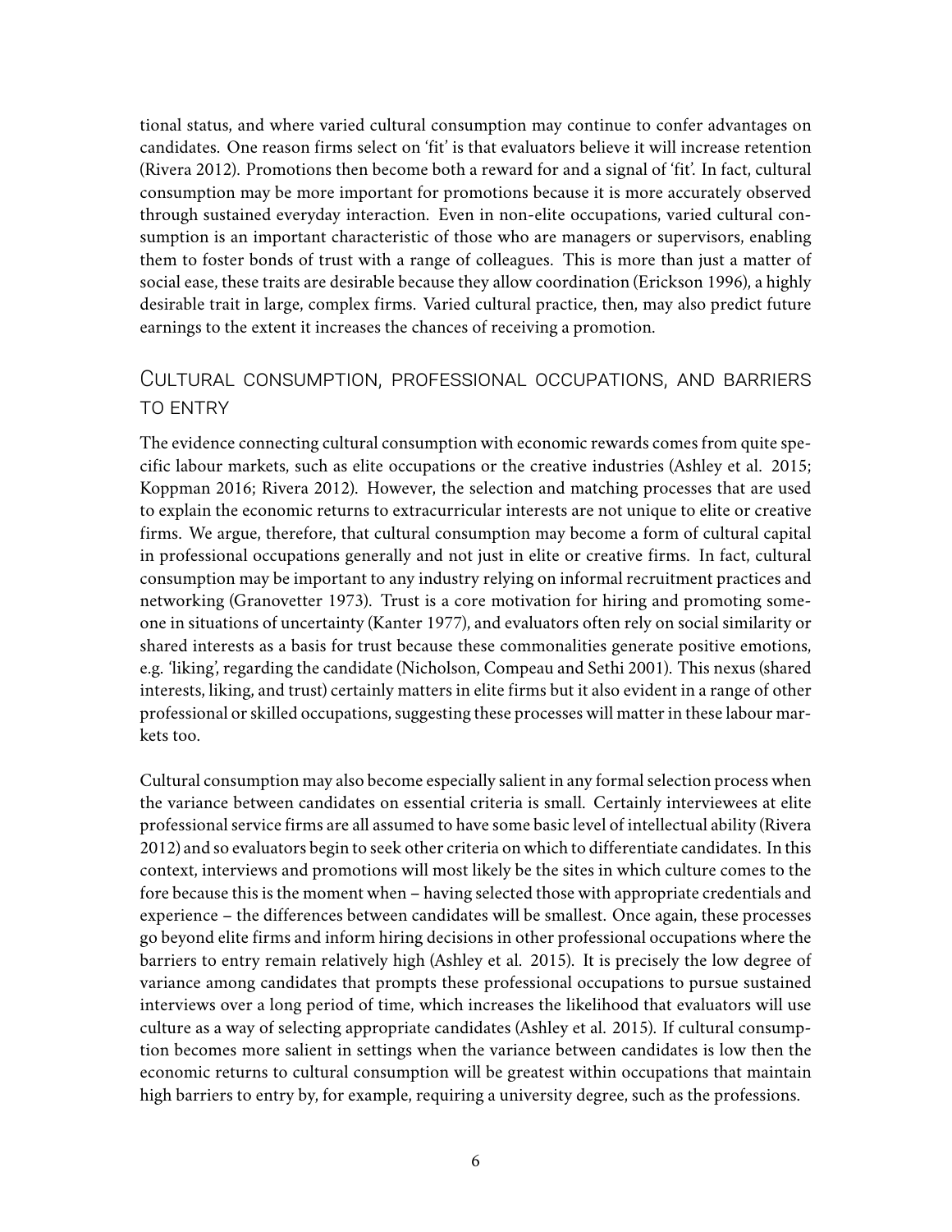tional status, and where varied cultural consumption may continue to confer advantages on candidates. One reason firms select on 'fit' is that evaluators believe it will increase retention (Rivera 2012). Promotions then become both a reward for and a signal of 'fit'. In fact, cultural consumption may be more important for promotions because it is more accurately observed through sustained everyday interaction. Even in non-elite occupations, varied cultural consumption is an important characteristic of those who are managers or supervisors, enabling them to foster bonds of trust with a range of colleagues. This is more than just a matter of social ease, these traits are desirable because they allow coordination (Erickson 1996), a highly desirable trait in large, complex firms. Varied cultural practice, then, may also predict future earnings to the extent it increases the chances of receiving a promotion.

## Cultural consumption, professional occupations, and barriers to entry

The evidence connecting cultural consumption with economic rewards comes from quite specific labour markets, such as elite occupations or the creative industries (Ashley et al. 2015; Koppman 2016; Rivera 2012). However, the selection and matching processes that are used to explain the economic returns to extracurricular interests are not unique to elite or creative firms. We argue, therefore, that cultural consumption may become a form of cultural capital in professional occupations generally and not just in elite or creative firms. In fact, cultural consumption may be important to any industry relying on informal recruitment practices and networking (Granovetter 1973). Trust is a core motivation for hiring and promoting someone in situations of uncertainty (Kanter 1977), and evaluators often rely on social similarity or shared interests as a basis for trust because these commonalities generate positive emotions, e.g. 'liking', regarding the candidate (Nicholson, Compeau and Sethi 2001). This nexus (shared interests, liking, and trust) certainly matters in elite firms but it also evident in a range of other professional or skilled occupations, suggesting these processes will matter in these labour markets too.

Cultural consumption may also become especially salient in any formal selection process when the variance between candidates on essential criteria is small. Certainly interviewees at elite professional service firms are all assumed to have some basic level of intellectual ability (Rivera 2012) and so evaluators begin to seek other criteria on which to differentiate candidates. In this context, interviews and promotions will most likely be the sites in which culture comes to the fore because this is the moment when – having selected those with appropriate credentials and experience – the differences between candidates will be smallest. Once again, these processes go beyond elite firms and inform hiring decisions in other professional occupations where the barriers to entry remain relatively high (Ashley et al. 2015). It is precisely the low degree of variance among candidates that prompts these professional occupations to pursue sustained interviews over a long period of time, which increases the likelihood that evaluators will use culture as a way of selecting appropriate candidates (Ashley et al. 2015). If cultural consumption becomes more salient in settings when the variance between candidates is low then the economic returns to cultural consumption will be greatest within occupations that maintain high barriers to entry by, for example, requiring a university degree, such as the professions.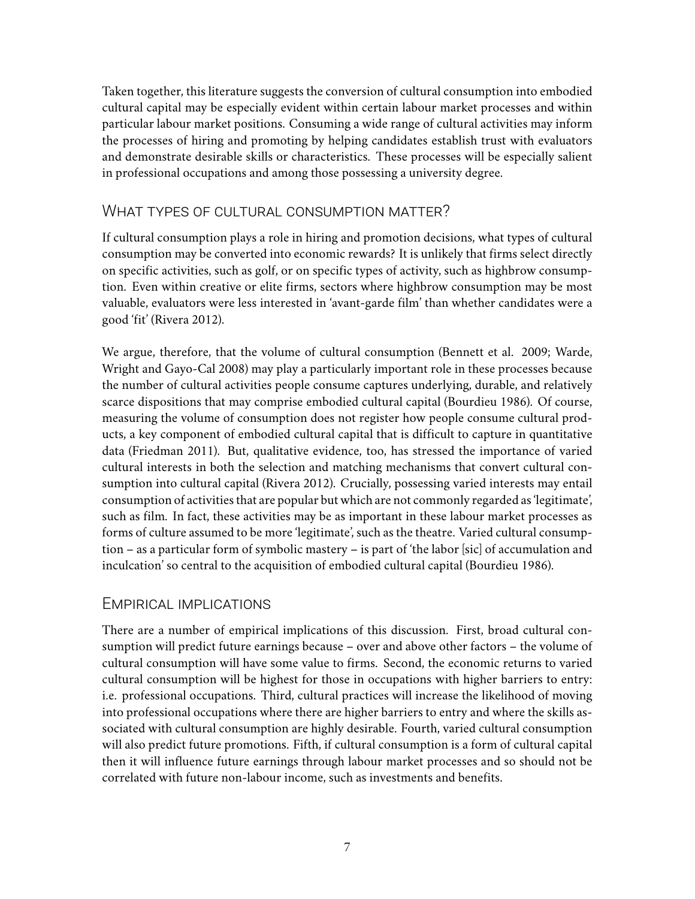Taken together, this literature suggests the conversion of cultural consumption into embodied cultural capital may be especially evident within certain labour market processes and within particular labour market positions. Consuming a wide range of cultural activities may inform the processes of hiring and promoting by helping candidates establish trust with evaluators and demonstrate desirable skills or characteristics. These processes will be especially salient in professional occupations and among those possessing a university degree.

## What types of cultural consumption matter?

If cultural consumption plays a role in hiring and promotion decisions, what types of cultural consumption may be converted into economic rewards? It is unlikely that firms select directly on specific activities, such as golf, or on specific types of activity, such as highbrow consumption. Even within creative or elite firms, sectors where highbrow consumption may be most valuable, evaluators were less interested in 'avant-garde film' than whether candidates were a good 'fit' (Rivera 2012).

We argue, therefore, that the volume of cultural consumption (Bennett et al. 2009; Warde, Wright and Gayo-Cal 2008) may play a particularly important role in these processes because the number of cultural activities people consume captures underlying, durable, and relatively scarce dispositions that may comprise embodied cultural capital (Bourdieu 1986). Of course, measuring the volume of consumption does not register how people consume cultural products, a key component of embodied cultural capital that is difficult to capture in quantitative data (Friedman 2011). But, qualitative evidence, too, has stressed the importance of varied cultural interests in both the selection and matching mechanisms that convert cultural consumption into cultural capital (Rivera 2012). Crucially, possessing varied interests may entail consumption of activities that are popular but which are not commonly regarded as 'legitimate', such as film. In fact, these activities may be as important in these labour market processes as forms of culture assumed to be more 'legitimate', such as the theatre. Varied cultural consumption – as a particular form of symbolic mastery – is part of 'the labor [sic] of accumulation and inculcation' so central to the acquisition of embodied cultural capital (Bourdieu 1986).

## Empirical implications

There are a number of empirical implications of this discussion. First, broad cultural consumption will predict future earnings because – over and above other factors – the volume of cultural consumption will have some value to firms. Second, the economic returns to varied cultural consumption will be highest for those in occupations with higher barriers to entry: i.e. professional occupations. Third, cultural practices will increase the likelihood of moving into professional occupations where there are higher barriers to entry and where the skills associated with cultural consumption are highly desirable. Fourth, varied cultural consumption will also predict future promotions. Fifth, if cultural consumption is a form of cultural capital then it will influence future earnings through labour market processes and so should not be correlated with future non-labour income, such as investments and benefits.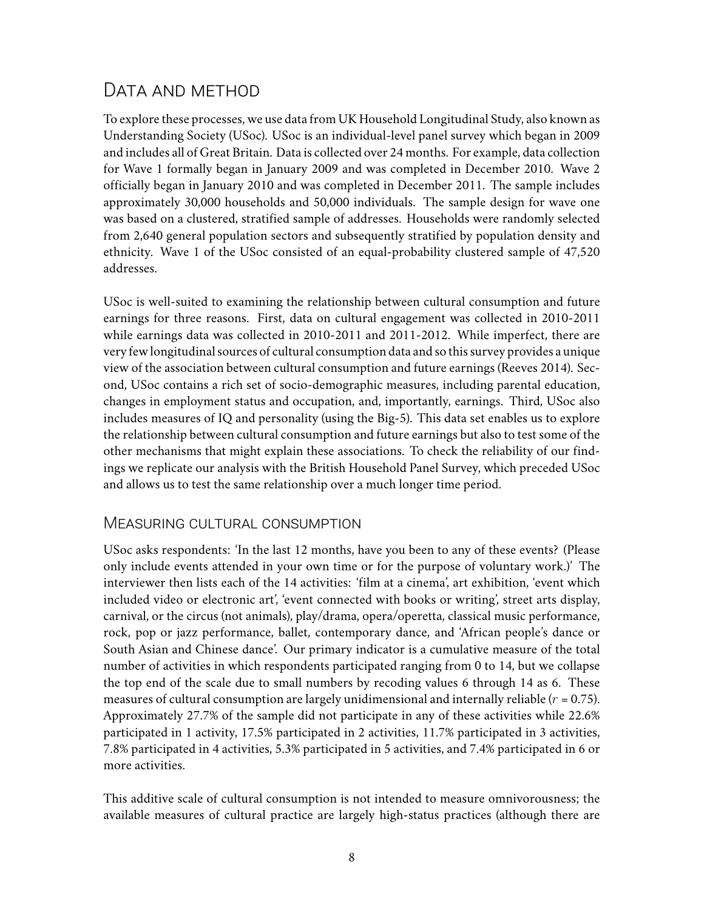# Data and method

To explore these processes, we use data from UK Household Longitudinal Study, also known as Understanding Society (USoc). USoc is an individual-level panel survey which began in 2009 and includes all of Great Britain. Data is collected over 24 months. For example, data collection for Wave 1 formally began in January 2009 and was completed in December 2010. Wave 2 officially began in January 2010 and was completed in December 2011. The sample includes approximately 30,000 households and 50,000 individuals. The sample design for wave one was based on a clustered, stratified sample of addresses. Households were randomly selected from 2,640 general population sectors and subsequently stratified by population density and ethnicity. Wave 1 of the USoc consisted of an equal-probability clustered sample of 47,520 addresses.

USoc is well-suited to examining the relationship between cultural consumption and future earnings for three reasons. First, data on cultural engagement was collected in 2010-2011 while earnings data was collected in 2010-2011 and 2011-2012. While imperfect, there are very few longitudinal sources of cultural consumption data and so this survey provides a unique view of the association between cultural consumption and future earnings (Reeves 2014). Second, USoc contains a rich set of socio-demographic measures, including parental education, changes in employment status and occupation, and, importantly, earnings. Third, USoc also includes measures of IQ and personality (using the Big-5). This data set enables us to explore the relationship between cultural consumption and future earnings but also to test some of the other mechanisms that might explain these associations. To check the reliability of our findings we replicate our analysis with the British Household Panel Survey, which preceded USoc and allows us to test the same relationship over a much longer time period.

## Measuring cultural consumption

USoc asks respondents: 'In the last 12 months, have you been to any of these events? (Please only include events attended in your own time or for the purpose of voluntary work.)' The interviewer then lists each of the 14 activities: 'film at a cinema', art exhibition, 'event which included video or electronic art', 'event connected with books or writing', street arts display, carnival, or the circus (not animals), play/drama, opera/operetta, classical music performance, rock, pop or jazz performance, ballet, contemporary dance, and 'African people's dance or South Asian and Chinese dance'. Our primary indicator is a cumulative measure of the total number of activities in which respondents participated ranging from 0 to 14, but we collapse the top end of the scale due to small numbers by recoding values 6 through 14 as 6. These measures of cultural consumption are largely unidimensional and internally reliable ($r = 0.75$). Approximately 27.7% of the sample did not participate in any of these activities while 22.6% participated in 1 activity, 17.5% participated in 2 activities, 11.7% participated in 3 activities, 7.8% participated in 4 activities, 5.3% participated in 5 activities, and 7.4% participated in 6 or more activities.

This additive scale of cultural consumption is not intended to measure omnivorousness; the available measures of cultural practice are largely high-status practices (although there are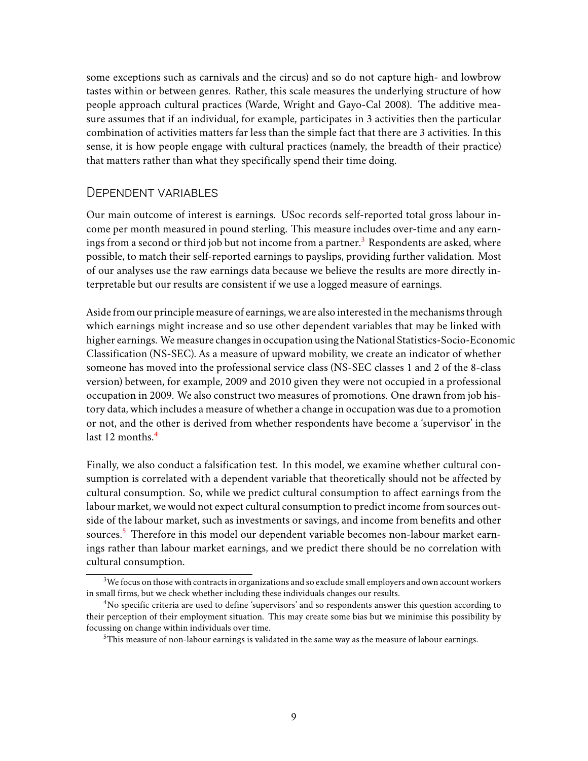some exceptions such as carnivals and the circus) and so do not capture high- and lowbrow tastes within or between genres. Rather, this scale measures the underlying structure of how people approach cultural practices (Warde, Wright and Gayo-Cal 2008). The additive measure assumes that if an individual, for example, participates in 3 activities then the particular combination of activities matters far less than the simple fact that there are 3 activities. In this sense, it is how people engage with cultural practices (namely, the breadth of their practice) that matters rather than what they specifically spend their time doing.

## Dependent variables

Our main outcome of interest is earnings. USoc records self-reported total gross labour income per month measured in pound sterling. This measure includes over-time and any earnings from a second or third job but not income from a partner.[3] Respondents are asked, where possible, to match their self-reported earnings to payslips, providing further validation. Most of our analyses use the raw earnings data because we believe the results are more directly interpretable but our results are consistent if we use a logged measure of earnings.

Aside from our principle measure of earnings, we are also interested in the mechanisms through which earnings might increase and so use other dependent variables that may be linked with higher earnings. We measure changes in occupation using the National Statistics-Socio-Economic Classification (NS-SEC). As a measure of upward mobility, we create an indicator of whether someone has moved into the professional service class (NS-SEC classes 1 and 2 of the 8-class version) between, for example, 2009 and 2010 given they were not occupied in a professional occupation in 2009. We also construct two measures of promotions. One drawn from job history data, which includes a measure of whether a change in occupation was due to a promotion or not, and the other is derived from whether respondents have become a 'supervisor' in the last 12 months.[4]

Finally, we also conduct a falsification test. In this model, we examine whether cultural consumption is correlated with a dependent variable that theoretically should not be affected by cultural consumption. So, while we predict cultural consumption to affect earnings from the labour market, we would not expect cultural consumption to predict income from sources outside of the labour market, such as investments or savings, and income from benefits and other sources.[5] Therefore in this model our dependent variable becomes non-labour market earnings rather than labour market earnings, and we predict there should be no correlation with cultural consumption.

[3] We focus on those with contracts in organizations and so exclude small employers and own account workers in small firms, but we check whether including these individuals changes our results.

[4] No specific criteria are used to define 'supervisors' and so respondents answer this question according to their perception of their employment situation. This may create some bias but we minimise this possibility by focussing on change within individuals over time.

[5] This measure of non-labour earnings is validated in the same way as the measure of labour earnings.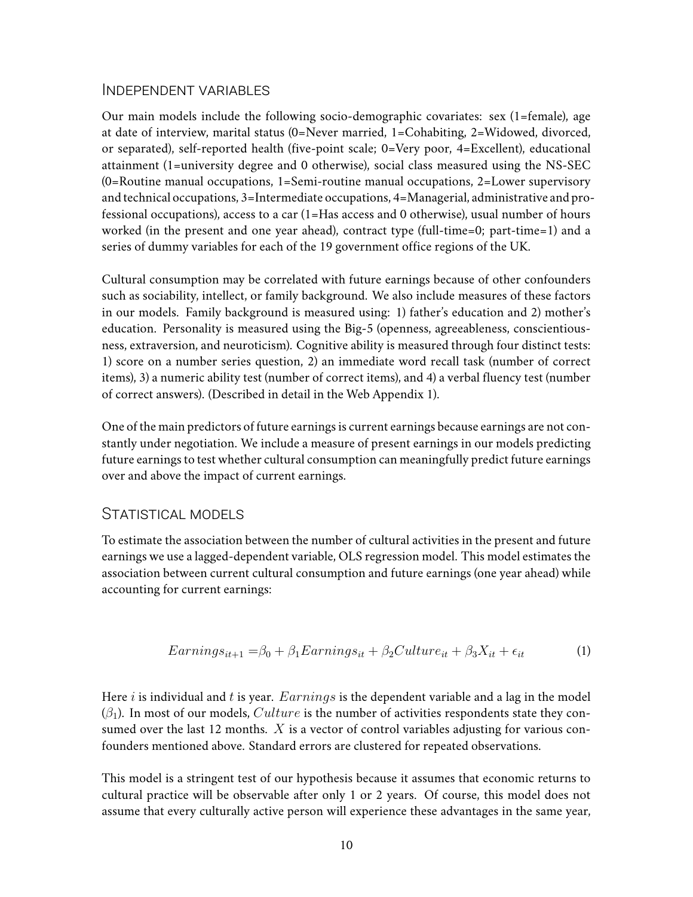## Independent variables

Our main models include the following socio-demographic covariates: sex (1=female), age at date of interview, marital status (0=Never married, 1=Cohabiting, 2=Widowed, divorced, or separated), self-reported health (five-point scale; 0=Very poor, 4=Excellent), educational attainment (1=university degree and 0 otherwise), social class measured using the NS-SEC (0=Routine manual occupations, 1=Semi-routine manual occupations, 2=Lower supervisory and technical occupations, 3=Intermediate occupations, 4=Managerial, administrative and professional occupations), access to a car (1=Has access and 0 otherwise), usual number of hours worked (in the present and one year ahead), contract type (full-time=0; part-time=1) and a series of dummy variables for each of the 19 government office regions of the UK.

Cultural consumption may be correlated with future earnings because of other confounders such as sociability, intellect, or family background. We also include measures of these factors in our models. Family background is measured using: 1) father's education and 2) mother's education. Personality is measured using the Big-5 (openness, agreeableness, conscientiousness, extraversion, and neuroticism). Cognitive ability is measured through four distinct tests: 1) score on a number series question, 2) an immediate word recall task (number of correct items), 3) a numeric ability test (number of correct items), and 4) a verbal fluency test (number of correct answers). (Described in detail in the Web Appendix 1).

One of the main predictors of future earnings is current earnings because earnings are not constantly under negotiation. We include a measure of present earnings in our models predicting future earnings to test whether cultural consumption can meaningfully predict future earnings over and above the impact of current earnings.

## Statistical models

To estimate the association between the number of cultural activities in the present and future earnings we use a lagged-dependent variable, OLS regression model. This model estimates the association between current cultural consumption and future earnings (one year ahead) while accounting for current earnings:

$$Earnings_{it+1} = \beta_0 + \beta_1 Earnings_{it} + \beta_2 Culture_{it} + \beta_3 X_{it} + \epsilon_{it} \tag{1}$$

Here $i$ is individual and $t$ is year. $Earnings$ is the dependent variable and a lag in the model ($\beta_1$). In most of our models, $Culture$ is the number of activities respondents state they consumed over the last 12 months. $X$ is a vector of control variables adjusting for various confounders mentioned above. Standard errors are clustered for repeated observations.

This model is a stringent test of our hypothesis because it assumes that economic returns to cultural practice will be observable after only 1 or 2 years. Of course, this model does not assume that every culturally active person will experience these advantages in the same year,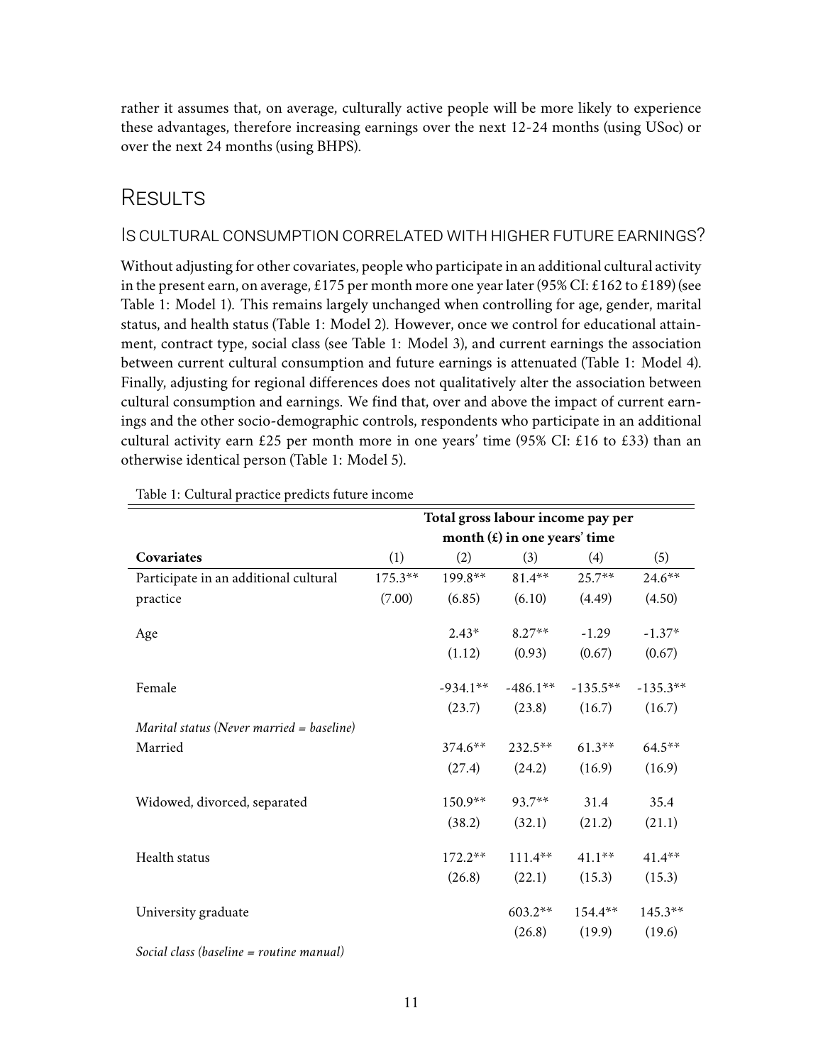rather it assumes that, on average, culturally active people will be more likely to experience these advantages, therefore increasing earnings over the next 12-24 months (using USoc) or over the next 24 months (using BHPS).

## Results

### Is cultural consumption correlated with higher future earnings?

Without adjusting for other covariates, people who participate in an additional cultural activity in the present earn, on average, £175 per month more one year later (95% CI: £162 to £189) (see Table 1: Model 1). This remains largely unchanged when controlling for age, gender, marital status, and health status (Table 1: Model 2). However, once we control for educational attainment, contract type, social class (see Table 1: Model 3), and current earnings the association between current cultural consumption and future earnings is attenuated (Table 1: Model 4). Finally, adjusting for regional differences does not qualitatively alter the association between cultural consumption and earnings. We find that, over and above the impact of current earnings and the other socio-demographic controls, respondents who participate in an additional cultural activity earn £25 per month more in one years' time (95% CI: £16 to £33) than an otherwise identical person (Table 1: Model 5).

Table 1: Cultural practice predicts future income

| | **Total gross labour income pay per month (£) in one years' time** | | | | |
|---|---|---|---|---|---|
| **Covariates** | (1) | (2) | (3) | (4) | (5) |
| Participate in an additional cultural practice | 175.3** | 199.8** | 81.4** | 25.7** | 24.6** |
| | (7.00) | (6.85) | (6.10) | (4.49) | (4.50) |
| Age | | 2.43* | 8.27** | -1.29 | -1.37* |
| | | (1.12) | (0.93) | (0.67) | (0.67) |
| Female | | -934.1** | -486.1** | -135.5** | -135.3** |
| | | (23.7) | (23.8) | (16.7) | (16.7) |
| *Marital status (Never married = baseline)* | | | | | |
| Married | | 374.6** | 232.5** | 61.3** | 64.5** |
| | | (27.4) | (24.2) | (16.9) | (16.9) |
| Widowed, divorced, separated | | 150.9** | 93.7** | 31.4 | 35.4 |
| | | (38.2) | (32.1) | (21.2) | (21.1) |
| Health status | | 172.2** | 111.4** | 41.1** | 41.4** |
| | | (26.8) | (22.1) | (15.3) | (15.3) |
| University graduate | | | 603.2** | 154.4** | 145.3** |
| | | | (26.8) | (19.9) | (19.6) |
| *Social class (baseline = routine manual)* | | | | | |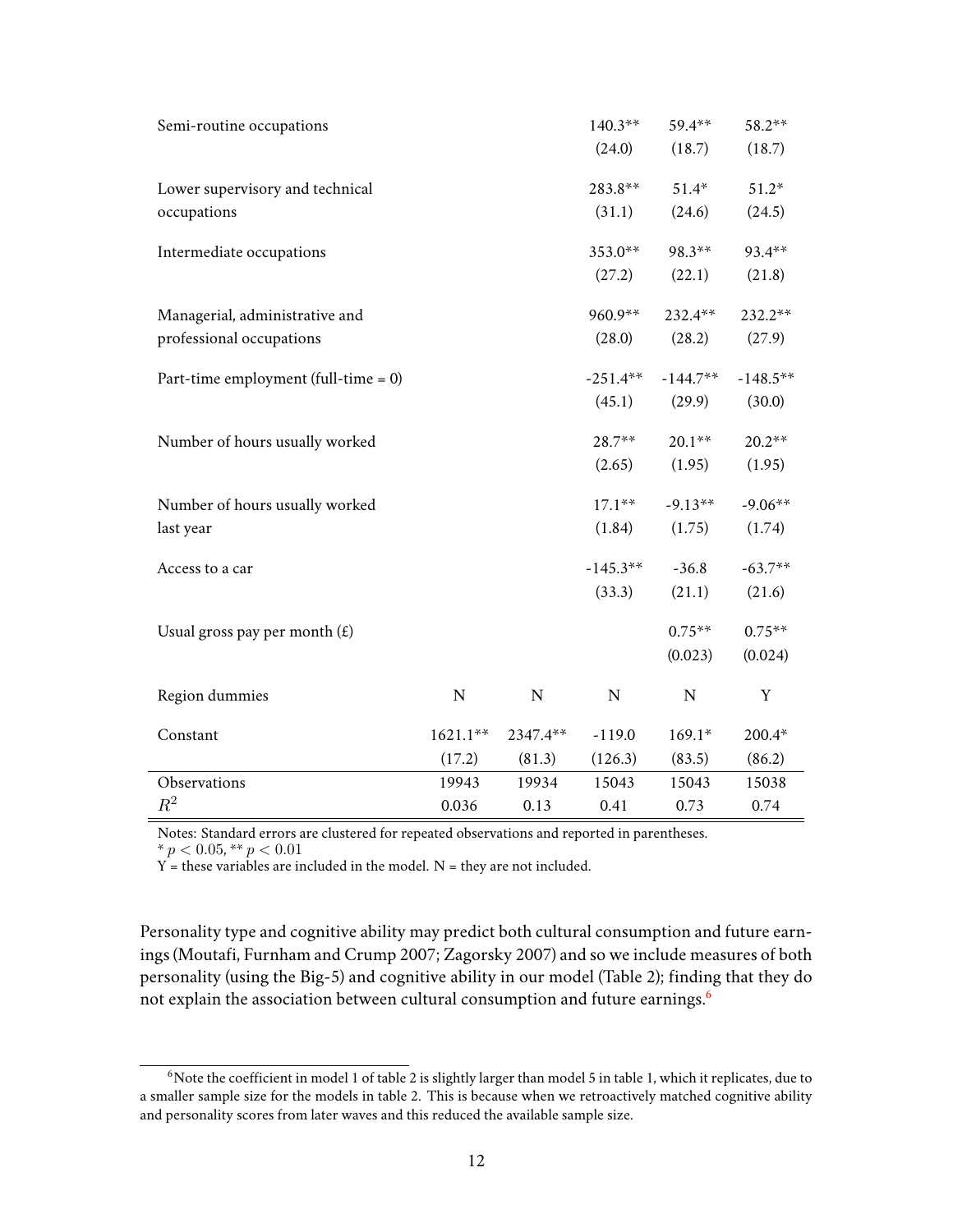| | | | | | |
|---|---|---|---|---|---|
| Semi-routine occupations | | | 140.3** | 59.4** | 58.2** |
| | | | (24.0) | (18.7) | (18.7) |
| Lower supervisory and technical occupations | | | 283.8** | 51.4* | 51.2* |
| | | | (31.1) | (24.6) | (24.5) |
| Intermediate occupations | | | 353.0** | 98.3** | 93.4** |
| | | | (27.2) | (22.1) | (21.8) |
| Managerial, administrative and professional occupations | | | 960.9** | 232.4** | 232.2** |
| | | | (28.0) | (28.2) | (27.9) |
| Part-time employment (full-time = 0) | | | -251.4** | -144.7** | -148.5** |
| | | | (45.1) | (29.9) | (30.0) |
| Number of hours usually worked | | | 28.7** | 20.1** | 20.2** |
| | | | (2.65) | (1.95) | (1.95) |
| Number of hours usually worked last year | | | 17.1** | -9.13** | -9.06** |
| | | | (1.84) | (1.75) | (1.74) |
| Access to a car | | | -145.3** | -36.8 | -63.7** |
| | | | (33.3) | (21.1) | (21.6) |
| Usual gross pay per month (£) | | | | 0.75** | 0.75** |
| | | | | (0.023) | (0.024) |
| Region dummies | N | N | N | N | Y |
| Constant | 1621.1** | 2347.4** | -119.0 | 169.1* | 200.4* |
| | (17.2) | (81.3) | (126.3) | (83.5) | (86.2) |
| Observations | 19943 | 19934 | 15043 | 15043 | 15038 |
| $R^2$ | 0.036 | 0.13 | 0.41 | 0.73 | 0.74 |

Notes: Standard errors are clustered for repeated observations and reported in parentheses.
* $p < 0.05$, ** $p < 0.01$
Y = these variables are included in the model. N = they are not included.

Personality type and cognitive ability may predict both cultural consumption and future earnings (Moutafi, Furnham and Crump 2007; Zagorsky 2007) and so we include measures of both personality (using the Big-5) and cognitive ability in our model (Table 2); finding that they do not explain the association between cultural consumption and future earnings.[6]

[6] Note the coefficient in model 1 of table 2 is slightly larger than model 5 in table 1, which it replicates, due to a smaller sample size for the models in table 2. This is because when we retroactively matched cognitive ability and personality scores from later waves and this reduced the available sample size.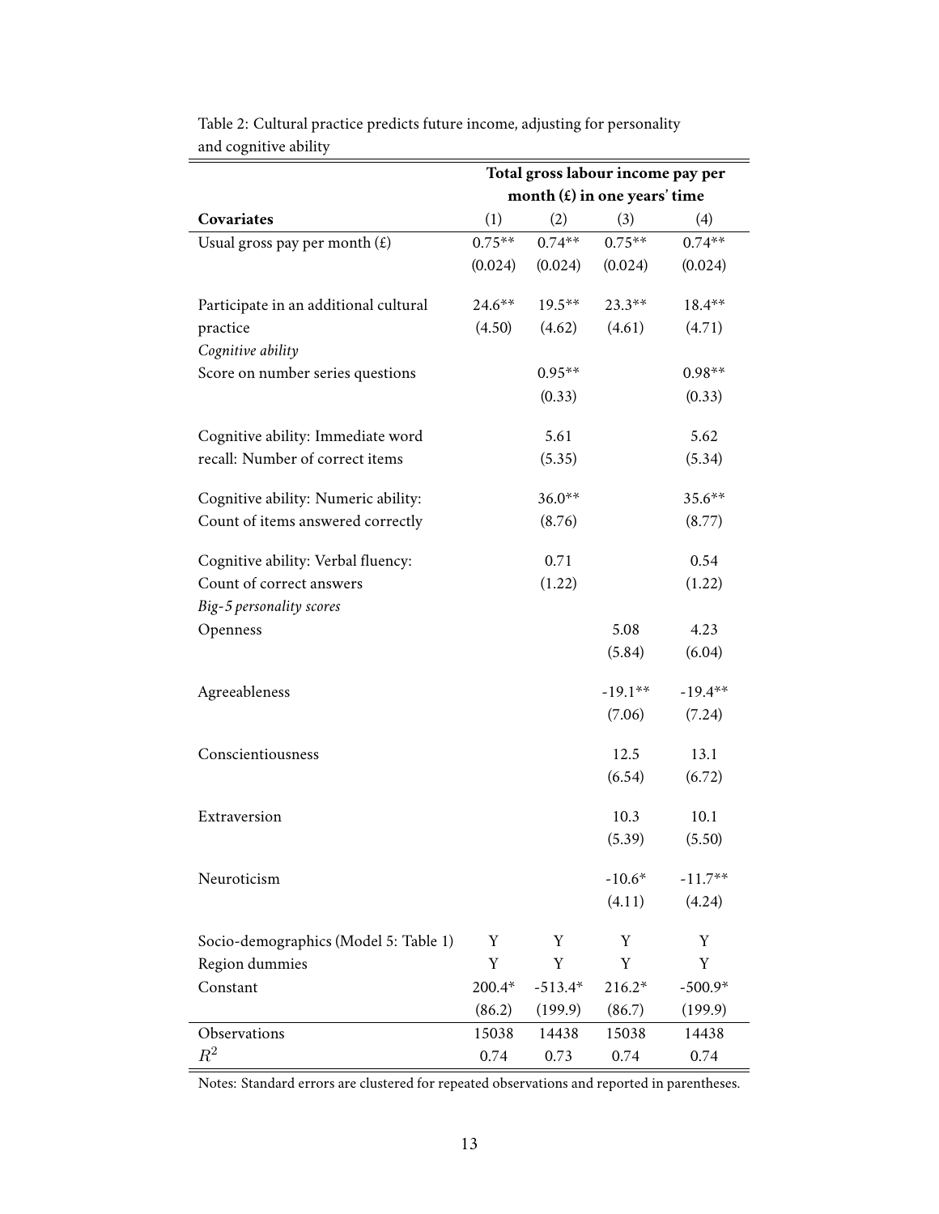Table 2: Cultural practice predicts future income, adjusting for personality and cognitive ability

| | Total gross labour income pay per month (£) in one years' time | | | |
|---|---|---|---|---|
| **Covariates** | (1) | (2) | (3) | (4) |
| Usual gross pay per month (£) | 0.75** | 0.74** | 0.75** | 0.74** |
| | (0.024) | (0.024) | (0.024) | (0.024) |
| Participate in an additional cultural practice | 24.6** | 19.5** | 23.3** | 18.4** |
| | (4.50) | (4.62) | (4.61) | (4.71) |
| *Cognitive ability* | | | | |
| Score on number series questions | | 0.95** | | 0.98** |
| | | (0.33) | | (0.33) |
| Cognitive ability: Immediate word recall: Number of correct items | | 5.61 | | 5.62 |
| | | (5.35) | | (5.34) |
| Cognitive ability: Numeric ability: Count of items answered correctly | | 36.0** | | 35.6** |
| | | (8.76) | | (8.77) |
| Cognitive ability: Verbal fluency: Count of correct answers | | 0.71 | | 0.54 |
| | | (1.22) | | (1.22) |
| *Big-5 personality scores* | | | | |
| Openness | | | 5.08 | 4.23 |
| | | | (5.84) | (6.04) |
| Agreeableness | | | -19.1** | -19.4** |
| | | | (7.06) | (7.24) |
| Conscientiousness | | | 12.5 | 13.1 |
| | | | (6.54) | (6.72) |
| Extraversion | | | 10.3 | 10.1 |
| | | | (5.39) | (5.50) |
| Neuroticism | | | -10.6* | -11.7** |
| | | | (4.11) | (4.24) |
| Socio-demographics (Model 5: Table 1) | Y | Y | Y | Y |
| Region dummies | Y | Y | Y | Y |
| Constant | 200.4* | -513.4* | 216.2* | -500.9* |
| | (86.2) | (199.9) | (86.7) | (199.9) |
| Observations | 15038 | 14438 | 15038 | 14438 |
| $R^2$ | 0.74 | 0.73 | 0.74 | 0.74 |

Notes: Standard errors are clustered for repeated observations and reported in parentheses.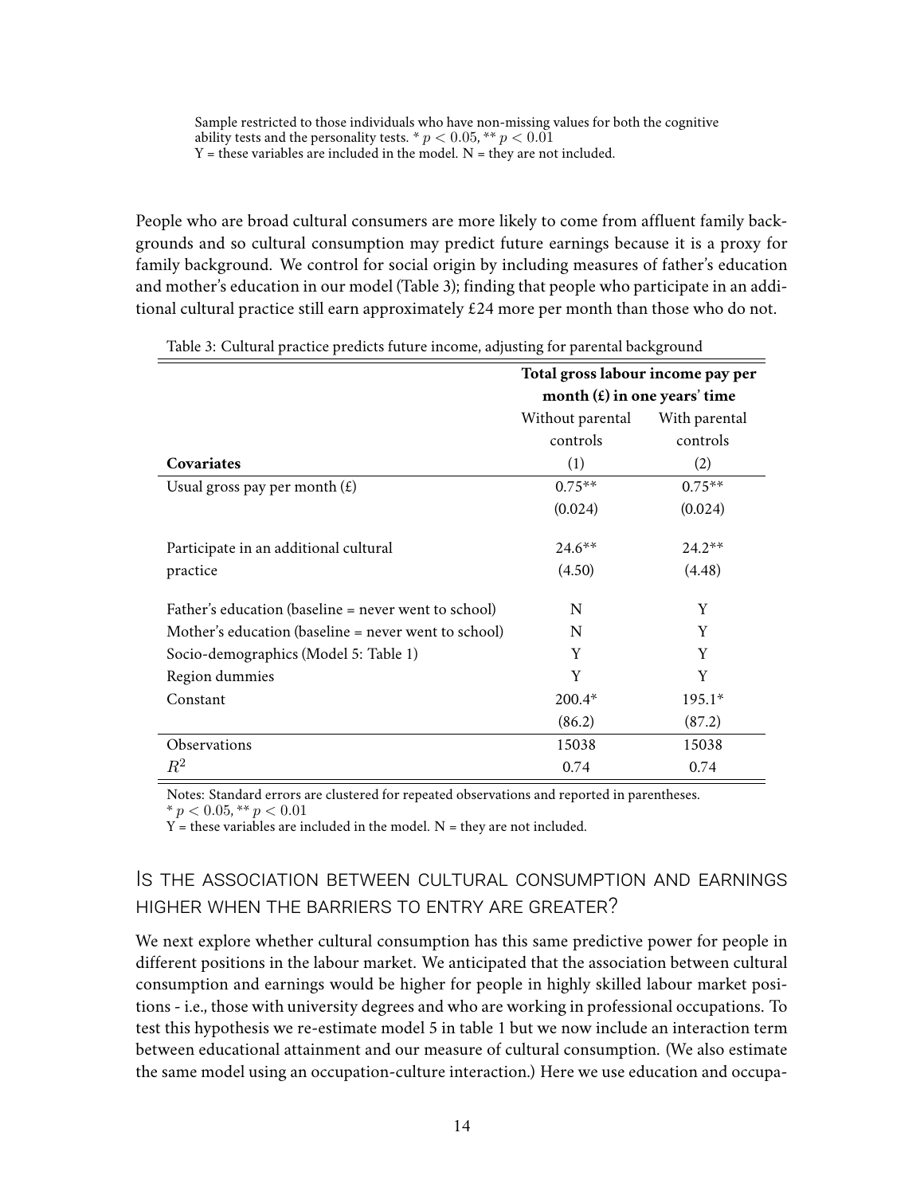Sample restricted to those individuals who have non-missing values for both the cognitive ability tests and the personality tests. * $p < 0.05$, ** $p < 0.01$
Y = these variables are included in the model. N = they are not included.

People who are broad cultural consumers are more likely to come from affluent family backgrounds and so cultural consumption may predict future earnings because it is a proxy for family background. We control for social origin by including measures of father's education and mother's education in our model (Table 3); finding that people who participate in an additional cultural practice still earn approximately £24 more per month than those who do not.

Table 3: Cultural practice predicts future income, adjusting for parental background

| | Total gross labour income pay per month (£) in one years' time | |
|---|---|---|
| | Without parental controls | With parental controls |
| **Covariates** | (1) | (2) |
| Usual gross pay per month (£) | 0.75** | 0.75** |
| | (0.024) | (0.024) |
| Participate in an additional cultural practice | 24.6** | 24.2** |
| | (4.50) | (4.48) |
| Father's education (baseline = never went to school) | N | Y |
| Mother's education (baseline = never went to school) | N | Y |
| Socio-demographics (Model 5: Table 1) | Y | Y |
| Region dummies | Y | Y |
| Constant | 200.4* | 195.1* |
| | (86.2) | (87.2) |
| Observations | 15038 | 15038 |
| $R^2$ | 0.74 | 0.74 |

Notes: Standard errors are clustered for repeated observations and reported in parentheses.
* $p < 0.05$, ** $p < 0.01$
Y = these variables are included in the model. N = they are not included.

## Is the association between cultural consumption and earnings higher when the barriers to entry are greater?

We next explore whether cultural consumption has this same predictive power for people in different positions in the labour market. We anticipated that the association between cultural consumption and earnings would be higher for people in highly skilled labour market positions - i.e., those with university degrees and who are working in professional occupations. To test this hypothesis we re-estimate model 5 in table 1 but we now include an interaction term between educational attainment and our measure of cultural consumption. (We also estimate the same model using an occupation-culture interaction.) Here we use education and occupa-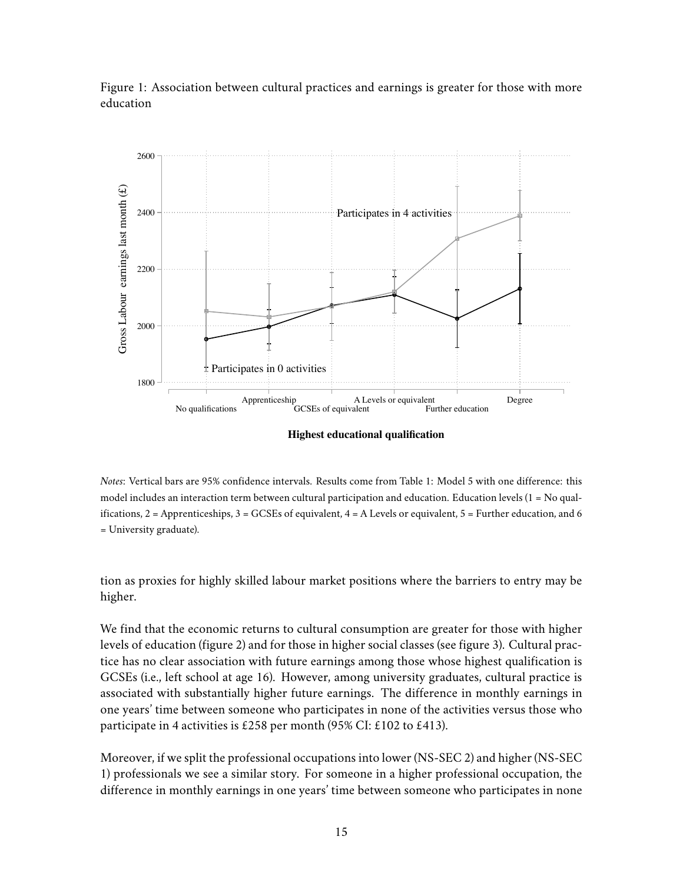Figure 1: Association between cultural practices and earnings is greater for those with more education

*Notes*: Vertical bars are 95% confidence intervals. Results come from Table 1: Model 5 with one difference: this model includes an interaction term between cultural participation and education. Education levels (1 = No qualifications, 2 = Apprenticeships, 3 = GCSEs of equivalent, 4 = A Levels or equivalent, 5 = Further education, and 6 = University graduate).

tion as proxies for highly skilled labour market positions where the barriers to entry may be higher.

We find that the economic returns to cultural consumption are greater for those with higher levels of education (figure 2) and for those in higher social classes (see figure 3). Cultural practice has no clear association with future earnings among those whose highest qualification is GCSEs (i.e., left school at age 16). However, among university graduates, cultural practice is associated with substantially higher future earnings. The difference in monthly earnings in one years' time between someone who participates in none of the activities versus those who participate in 4 activities is £258 per month (95% CI: £102 to £413).

Moreover, if we split the professional occupations into lower (NS-SEC 2) and higher (NS-SEC 1) professionals we see a similar story. For someone in a higher professional occupation, the difference in monthly earnings in one years' time between someone who participates in none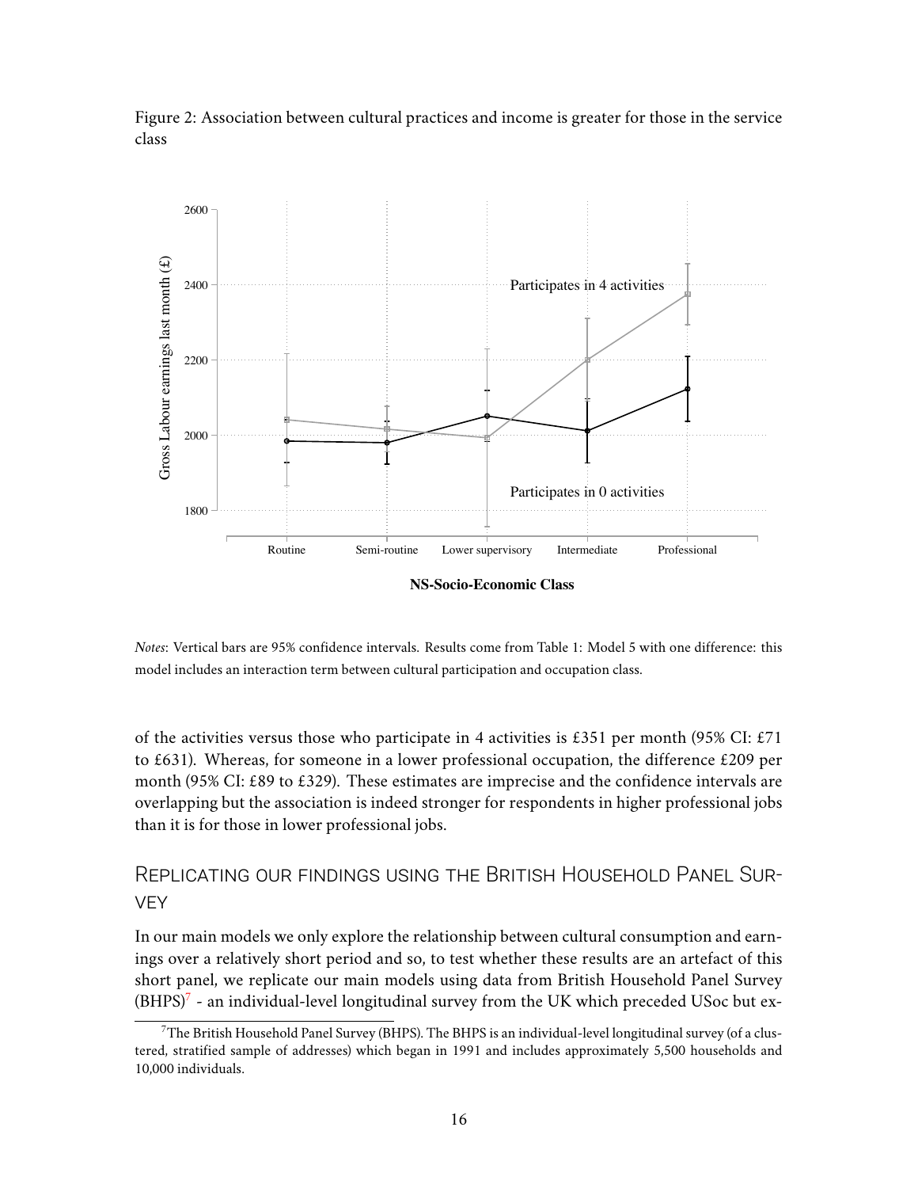Figure 2: Association between cultural practices and income is greater for those in the service class

*Notes*: Vertical bars are 95% confidence intervals. Results come from Table 1: Model 5 with one difference: this model includes an interaction term between cultural participation and occupation class.

of the activities versus those who participate in 4 activities is £351 per month (95% CI: £71 to £631). Whereas, for someone in a lower professional occupation, the difference £209 per month (95% CI: £89 to £329). These estimates are imprecise and the confidence intervals are overlapping but the association is indeed stronger for respondents in higher professional jobs than it is for those in lower professional jobs.

## Replicating our findings using the British Household Panel Survey

In our main models we only explore the relationship between cultural consumption and earnings over a relatively short period and so, to test whether these results are an artefact of this short panel, we replicate our main models using data from British Household Panel Survey (BHPS)[7] - an individual-level longitudinal survey from the UK which preceded USoc but ex-

[7] The British Household Panel Survey (BHPS). The BHPS is an individual-level longitudinal survey (of a clustered, stratified sample of addresses) which began in 1991 and includes approximately 5,500 households and 10,000 individuals.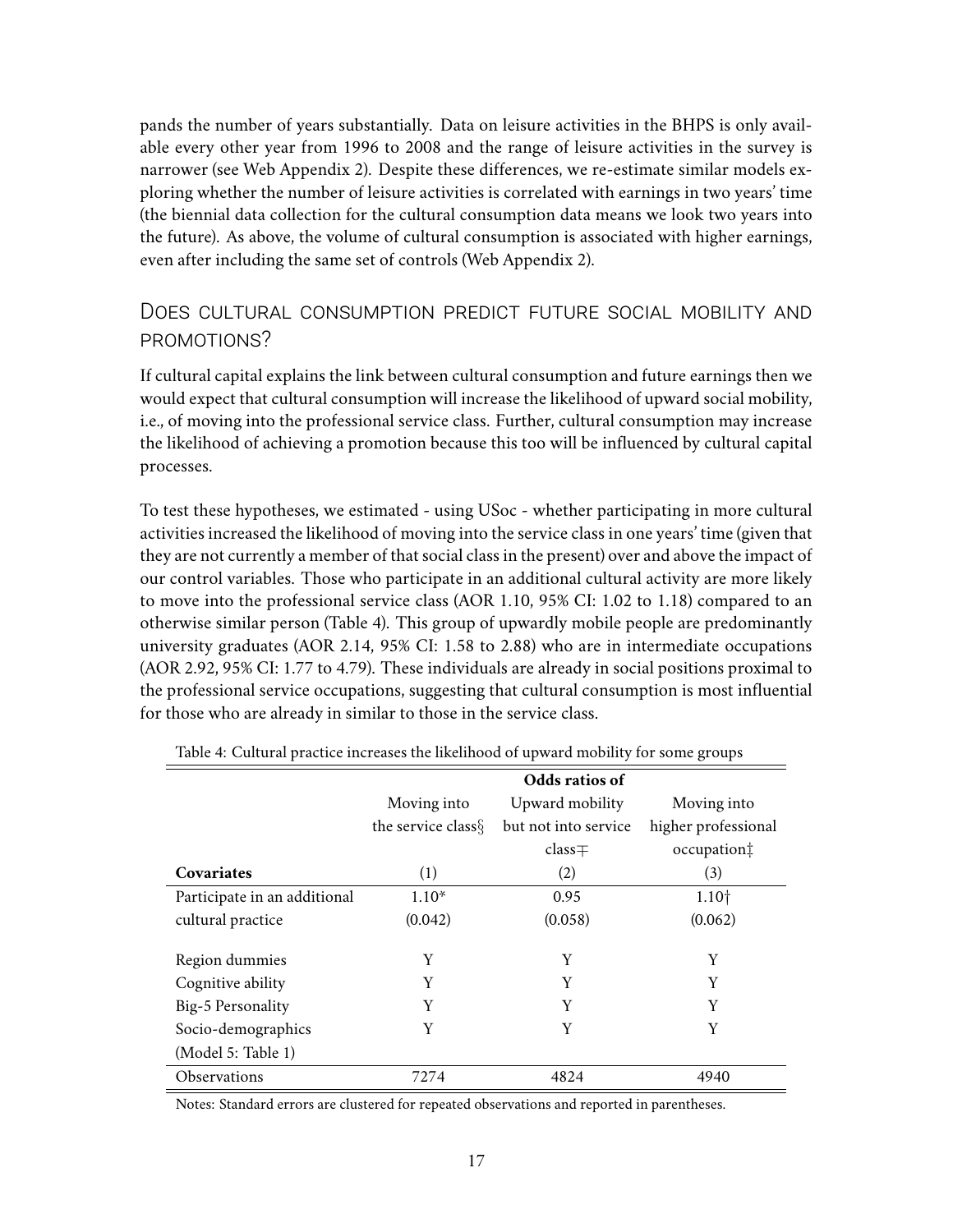pands the number of years substantially. Data on leisure activities in the BHPS is only available every other year from 1996 to 2008 and the range of leisure activities in the survey is narrower (see Web Appendix 2). Despite these differences, we re-estimate similar models exploring whether the number of leisure activities is correlated with earnings in two years' time (the biennial data collection for the cultural consumption data means we look two years into the future). As above, the volume of cultural consumption is associated with higher earnings, even after including the same set of controls (Web Appendix 2).

## Does cultural consumption predict future social mobility and promotions?

If cultural capital explains the link between cultural consumption and future earnings then we would expect that cultural consumption will increase the likelihood of upward social mobility, i.e., of moving into the professional service class. Further, cultural consumption may increase the likelihood of achieving a promotion because this too will be influenced by cultural capital processes.

To test these hypotheses, we estimated - using USoc - whether participating in more cultural activities increased the likelihood of moving into the service class in one years' time (given that they are not currently a member of that social class in the present) over and above the impact of our control variables. Those who participate in an additional cultural activity are more likely to move into the professional service class (AOR 1.10, 95% CI: 1.02 to 1.18) compared to an otherwise similar person (Table 4). This group of upwardly mobile people are predominantly university graduates (AOR 2.14, 95% CI: 1.58 to 2.88) who are in intermediate occupations (AOR 2.92, 95% CI: 1.77 to 4.79). These individuals are already in social positions proximal to the professional service occupations, suggesting that cultural consumption is most influential for those who are already in similar to those in the service class.

Table 4: Cultural practice increases the likelihood of upward mobility for some groups

| | Odds ratios of | | |
|---|---|---|---|
| | Moving into the service class§ | Upward mobility but not into service class∓ | Moving into higher professional occupation‡ |
| **Covariates** | (1) | (2) | (3) |
| Participate in an additional cultural practice | 1.10* | 0.95 | 1.10† |
| | (0.042) | (0.058) | (0.062) |
| Region dummies | Y | Y | Y |
| Cognitive ability | Y | Y | Y |
| Big-5 Personality | Y | Y | Y |
| Socio-demographics (Model 5: Table 1) | Y | Y | Y |
| Observations | 7274 | 4824 | 4940 |

Notes: Standard errors are clustered for repeated observations and reported in parentheses.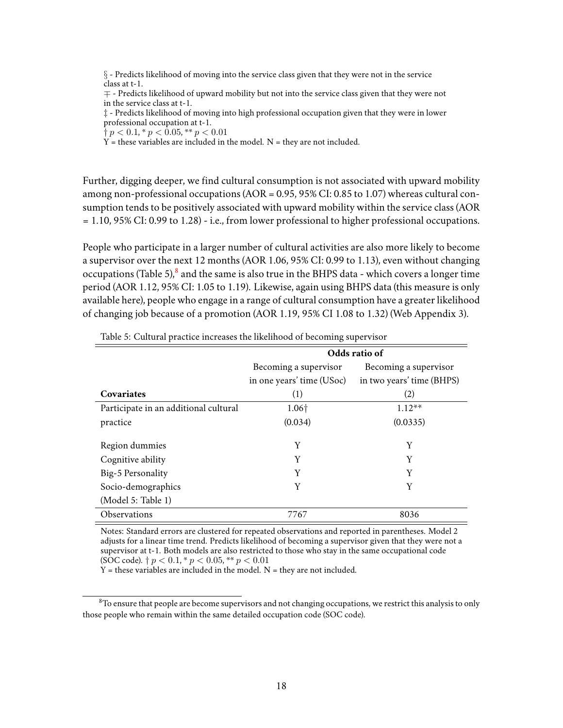§ - Predicts likelihood of moving into the service class given that they were not in the service class at t-1.
∓ - Predicts likelihood of upward mobility but not into the service class given that they were not in the service class at t-1.
‡ - Predicts likelihood of moving into high professional occupation given that they were in lower professional occupation at t-1.
† $p < 0.1$, * $p < 0.05$, ** $p < 0.01$
Y = these variables are included in the model. N = they are not included.

Further, digging deeper, we find cultural consumption is not associated with upward mobility among non-professional occupations (AOR = 0.95, 95% CI: 0.85 to 1.07) whereas cultural consumption tends to be positively associated with upward mobility within the service class (AOR = 1.10, 95% CI: 0.99 to 1.28) - i.e., from lower professional to higher professional occupations.

People who participate in a larger number of cultural activities are also more likely to become a supervisor over the next 12 months (AOR 1.06, 95% CI: 0.99 to 1.13), even without changing occupations (Table 5),[8] and the same is also true in the BHPS data - which covers a longer time period (AOR 1.12, 95% CI: 1.05 to 1.19). Likewise, again using BHPS data (this measure is only available here), people who engage in a range of cultural consumption have a greater likelihood of changing job because of a promotion (AOR 1.19, 95% CI 1.08 to 1.32) (Web Appendix 3).

Table 5: Cultural practice increases the likelihood of becoming supervisor

| | **Odds ratio of** | |
|---|---|---|
| | Becoming a supervisor in one years' time (USoc) | Becoming a supervisor in two years' time (BHPS) |
| **Covariates** | (1) | (2) |
| Participate in an additional cultural practice | 1.06† | 1.12** |
| | (0.034) | (0.0335) |
| Region dummies | Y | Y |
| Cognitive ability | Y | Y |
| Big-5 Personality | Y | Y |
| Socio-demographics (Model 5: Table 1) | Y | Y |
| Observations | 7767 | 8036 |

Notes: Standard errors are clustered for repeated observations and reported in parentheses. Model 2 adjusts for a linear time trend. Predicts likelihood of becoming a supervisor given that they were not a supervisor at t-1. Both models are also restricted to those who stay in the same occupational code (SOC code). † $p < 0.1$, * $p < 0.05$, ** $p < 0.01$
Y = these variables are included in the model. N = they are not included.

[8] To ensure that people are become supervisors and not changing occupations, we restrict this analysis to only those people who remain within the same detailed occupation code (SOC code).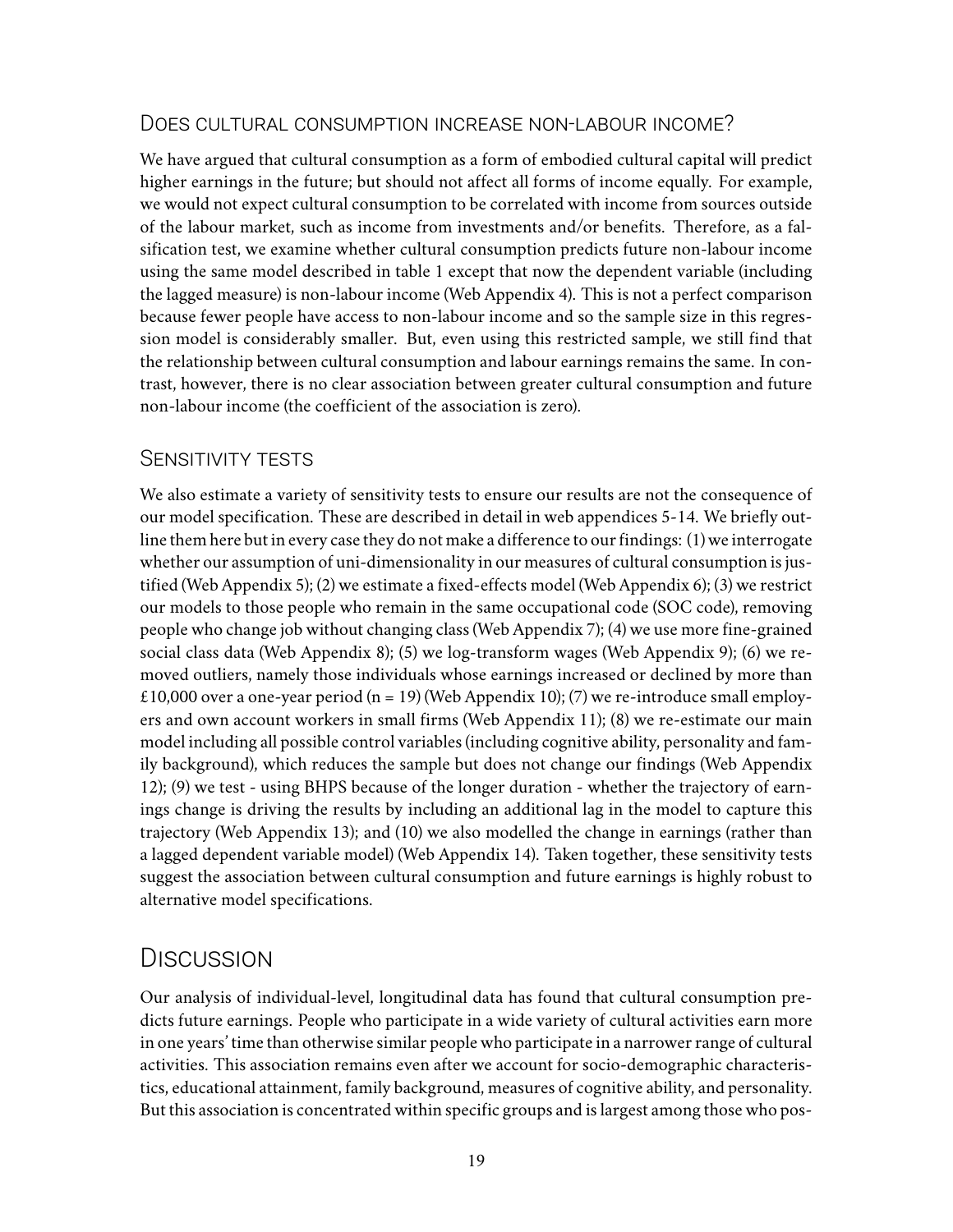## Does cultural consumption increase non-labour income?

We have argued that cultural consumption as a form of embodied cultural capital will predict higher earnings in the future; but should not affect all forms of income equally. For example, we would not expect cultural consumption to be correlated with income from sources outside of the labour market, such as income from investments and/or benefits. Therefore, as a falsification test, we examine whether cultural consumption predicts future non-labour income using the same model described in table 1 except that now the dependent variable (including the lagged measure) is non-labour income (Web Appendix 4). This is not a perfect comparison because fewer people have access to non-labour income and so the sample size in this regression model is considerably smaller. But, even using this restricted sample, we still find that the relationship between cultural consumption and labour earnings remains the same. In contrast, however, there is no clear association between greater cultural consumption and future non-labour income (the coefficient of the association is zero).

## Sensitivity tests

We also estimate a variety of sensitivity tests to ensure our results are not the consequence of our model specification. These are described in detail in web appendices 5-14. We briefly outline them here but in every case they do not make a difference to our findings: (1) we interrogate whether our assumption of uni-dimensionality in our measures of cultural consumption is justified (Web Appendix 5); (2) we estimate a fixed-effects model (Web Appendix 6); (3) we restrict our models to those people who remain in the same occupational code (SOC code), removing people who change job without changing class (Web Appendix 7); (4) we use more fine-grained social class data (Web Appendix 8); (5) we log-transform wages (Web Appendix 9); (6) we removed outliers, namely those individuals whose earnings increased or declined by more than £10,000 over a one-year period (n = 19) (Web Appendix 10); (7) we re-introduce small employers and own account workers in small firms (Web Appendix 11); (8) we re-estimate our main model including all possible control variables (including cognitive ability, personality and family background), which reduces the sample but does not change our findings (Web Appendix 12); (9) we test - using BHPS because of the longer duration - whether the trajectory of earnings change is driving the results by including an additional lag in the model to capture this trajectory (Web Appendix 13); and (10) we also modelled the change in earnings (rather than a lagged dependent variable model) (Web Appendix 14). Taken together, these sensitivity tests suggest the association between cultural consumption and future earnings is highly robust to alternative model specifications.

# Discussion

Our analysis of individual-level, longitudinal data has found that cultural consumption predicts future earnings. People who participate in a wide variety of cultural activities earn more in one years' time than otherwise similar people who participate in a narrower range of cultural activities. This association remains even after we account for socio-demographic characteristics, educational attainment, family background, measures of cognitive ability, and personality. But this association is concentrated within specific groups and is largest among those who pos-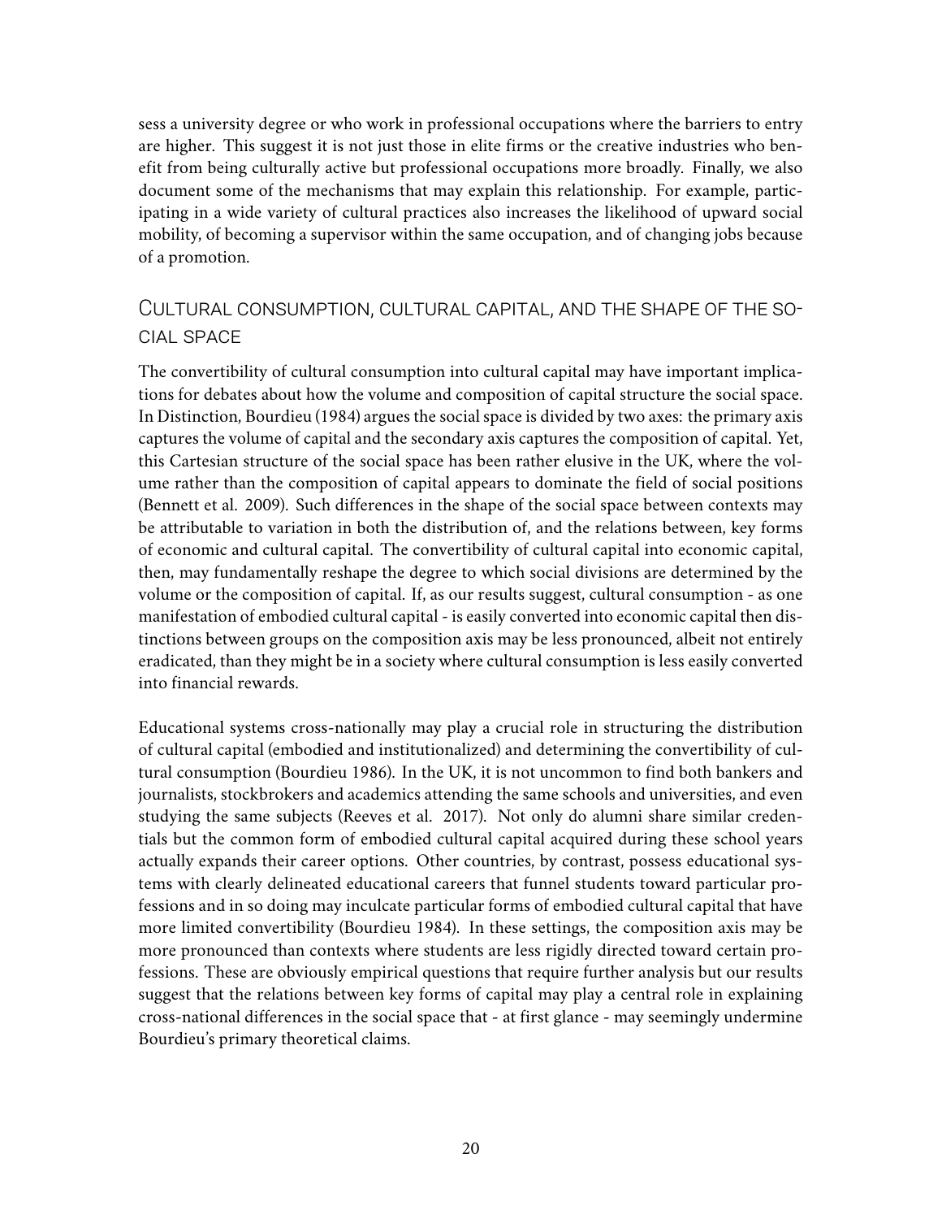sess a university degree or who work in professional occupations where the barriers to entry are higher. This suggest it is not just those in elite firms or the creative industries who benefit from being culturally active but professional occupations more broadly. Finally, we also document some of the mechanisms that may explain this relationship. For example, participating in a wide variety of cultural practices also increases the likelihood of upward social mobility, of becoming a supervisor within the same occupation, and of changing jobs because of a promotion.

## Cultural consumption, cultural capital, and the shape of the social space

The convertibility of cultural consumption into cultural capital may have important implications for debates about how the volume and composition of capital structure the social space. In Distinction, Bourdieu (1984) argues the social space is divided by two axes: the primary axis captures the volume of capital and the secondary axis captures the composition of capital. Yet, this Cartesian structure of the social space has been rather elusive in the UK, where the volume rather than the composition of capital appears to dominate the field of social positions (Bennett et al. 2009). Such differences in the shape of the social space between contexts may be attributable to variation in both the distribution of, and the relations between, key forms of economic and cultural capital. The convertibility of cultural capital into economic capital, then, may fundamentally reshape the degree to which social divisions are determined by the volume or the composition of capital. If, as our results suggest, cultural consumption - as one manifestation of embodied cultural capital - is easily converted into economic capital then distinctions between groups on the composition axis may be less pronounced, albeit not entirely eradicated, than they might be in a society where cultural consumption is less easily converted into financial rewards.

Educational systems cross-nationally may play a crucial role in structuring the distribution of cultural capital (embodied and institutionalized) and determining the convertibility of cultural consumption (Bourdieu 1986). In the UK, it is not uncommon to find both bankers and journalists, stockbrokers and academics attending the same schools and universities, and even studying the same subjects (Reeves et al. 2017). Not only do alumni share similar credentials but the common form of embodied cultural capital acquired during these school years actually expands their career options. Other countries, by contrast, possess educational systems with clearly delineated educational careers that funnel students toward particular professions and in so doing may inculcate particular forms of embodied cultural capital that have more limited convertibility (Bourdieu 1984). In these settings, the composition axis may be more pronounced than contexts where students are less rigidly directed toward certain professions. These are obviously empirical questions that require further analysis but our results suggest that the relations between key forms of capital may play a central role in explaining cross-national differences in the social space that - at first glance - may seemingly undermine Bourdieu's primary theoretical claims.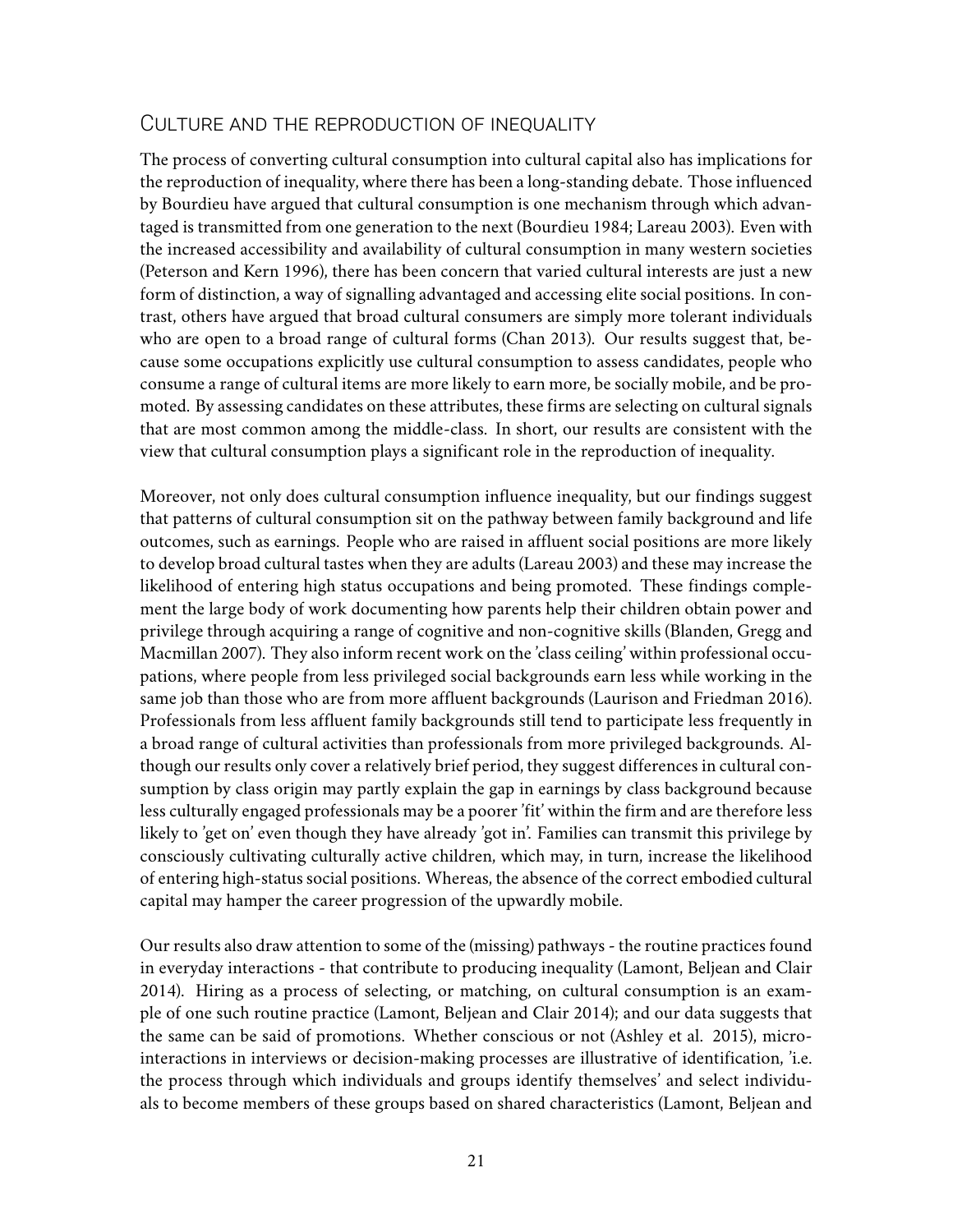## Culture and the reproduction of inequality

The process of converting cultural consumption into cultural capital also has implications for the reproduction of inequality, where there has been a long-standing debate. Those influenced by Bourdieu have argued that cultural consumption is one mechanism through which advantaged is transmitted from one generation to the next (Bourdieu 1984; Lareau 2003). Even with the increased accessibility and availability of cultural consumption in many western societies (Peterson and Kern 1996), there has been concern that varied cultural interests are just a new form of distinction, a way of signalling advantaged and accessing elite social positions. In contrast, others have argued that broad cultural consumers are simply more tolerant individuals who are open to a broad range of cultural forms (Chan 2013). Our results suggest that, because some occupations explicitly use cultural consumption to assess candidates, people who consume a range of cultural items are more likely to earn more, be socially mobile, and be promoted. By assessing candidates on these attributes, these firms are selecting on cultural signals that are most common among the middle-class. In short, our results are consistent with the view that cultural consumption plays a significant role in the reproduction of inequality.

Moreover, not only does cultural consumption influence inequality, but our findings suggest that patterns of cultural consumption sit on the pathway between family background and life outcomes, such as earnings. People who are raised in affluent social positions are more likely to develop broad cultural tastes when they are adults (Lareau 2003) and these may increase the likelihood of entering high status occupations and being promoted. These findings complement the large body of work documenting how parents help their children obtain power and privilege through acquiring a range of cognitive and non-cognitive skills (Blanden, Gregg and Macmillan 2007). They also inform recent work on the 'class ceiling' within professional occupations, where people from less privileged social backgrounds earn less while working in the same job than those who are from more affluent backgrounds (Laurison and Friedman 2016). Professionals from less affluent family backgrounds still tend to participate less frequently in a broad range of cultural activities than professionals from more privileged backgrounds. Although our results only cover a relatively brief period, they suggest differences in cultural consumption by class origin may partly explain the gap in earnings by class background because less culturally engaged professionals may be a poorer 'fit' within the firm and are therefore less likely to 'get on' even though they have already 'got in'. Families can transmit this privilege by consciously cultivating culturally active children, which may, in turn, increase the likelihood of entering high-status social positions. Whereas, the absence of the correct embodied cultural capital may hamper the career progression of the upwardly mobile.

Our results also draw attention to some of the (missing) pathways - the routine practices found in everyday interactions - that contribute to producing inequality (Lamont, Beljean and Clair 2014). Hiring as a process of selecting, or matching, on cultural consumption is an example of one such routine practice (Lamont, Beljean and Clair 2014); and our data suggests that the same can be said of promotions. Whether conscious or not (Ashley et al. 2015), micro-interactions in interviews or decision-making processes are illustrative of identification, 'i.e. the process through which individuals and groups identify themselves' and select individuals to become members of these groups based on shared characteristics (Lamont, Beljean and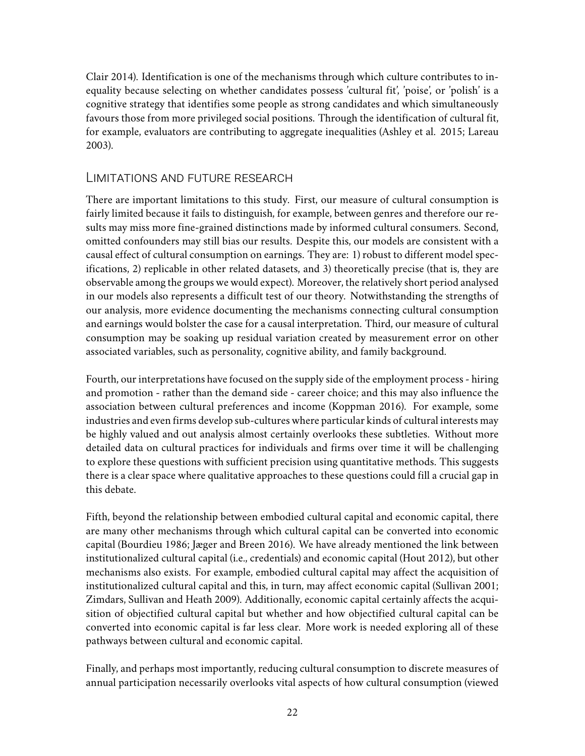Clair 2014). Identification is one of the mechanisms through which culture contributes to inequality because selecting on whether candidates possess 'cultural fit', 'poise', or 'polish' is a cognitive strategy that identifies some people as strong candidates and which simultaneously favours those from more privileged social positions. Through the identification of cultural fit, for example, evaluators are contributing to aggregate inequalities (Ashley et al. 2015; Lareau 2003).

## Limitations and future research

There are important limitations to this study. First, our measure of cultural consumption is fairly limited because it fails to distinguish, for example, between genres and therefore our results may miss more fine-grained distinctions made by informed cultural consumers. Second, omitted confounders may still bias our results. Despite this, our models are consistent with a causal effect of cultural consumption on earnings. They are: 1) robust to different model specifications, 2) replicable in other related datasets, and 3) theoretically precise (that is, they are observable among the groups we would expect). Moreover, the relatively short period analysed in our models also represents a difficult test of our theory. Notwithstanding the strengths of our analysis, more evidence documenting the mechanisms connecting cultural consumption and earnings would bolster the case for a causal interpretation. Third, our measure of cultural consumption may be soaking up residual variation created by measurement error on other associated variables, such as personality, cognitive ability, and family background.

Fourth, our interpretations have focused on the supply side of the employment process - hiring and promotion - rather than the demand side - career choice; and this may also influence the association between cultural preferences and income (Koppman 2016). For example, some industries and even firms develop sub-cultures where particular kinds of cultural interests may be highly valued and out analysis almost certainly overlooks these subtleties. Without more detailed data on cultural practices for individuals and firms over time it will be challenging to explore these questions with sufficient precision using quantitative methods. This suggests there is a clear space where qualitative approaches to these questions could fill a crucial gap in this debate.

Fifth, beyond the relationship between embodied cultural capital and economic capital, there are many other mechanisms through which cultural capital can be converted into economic capital (Bourdieu 1986; Jæger and Breen 2016). We have already mentioned the link between institutionalized cultural capital (i.e., credentials) and economic capital (Hout 2012), but other mechanisms also exists. For example, embodied cultural capital may affect the acquisition of institutionalized cultural capital and this, in turn, may affect economic capital (Sullivan 2001; Zimdars, Sullivan and Heath 2009). Additionally, economic capital certainly affects the acquisition of objectified cultural capital but whether and how objectified cultural capital can be converted into economic capital is far less clear. More work is needed exploring all of these pathways between cultural and economic capital.

Finally, and perhaps most importantly, reducing cultural consumption to discrete measures of annual participation necessarily overlooks vital aspects of how cultural consumption (viewed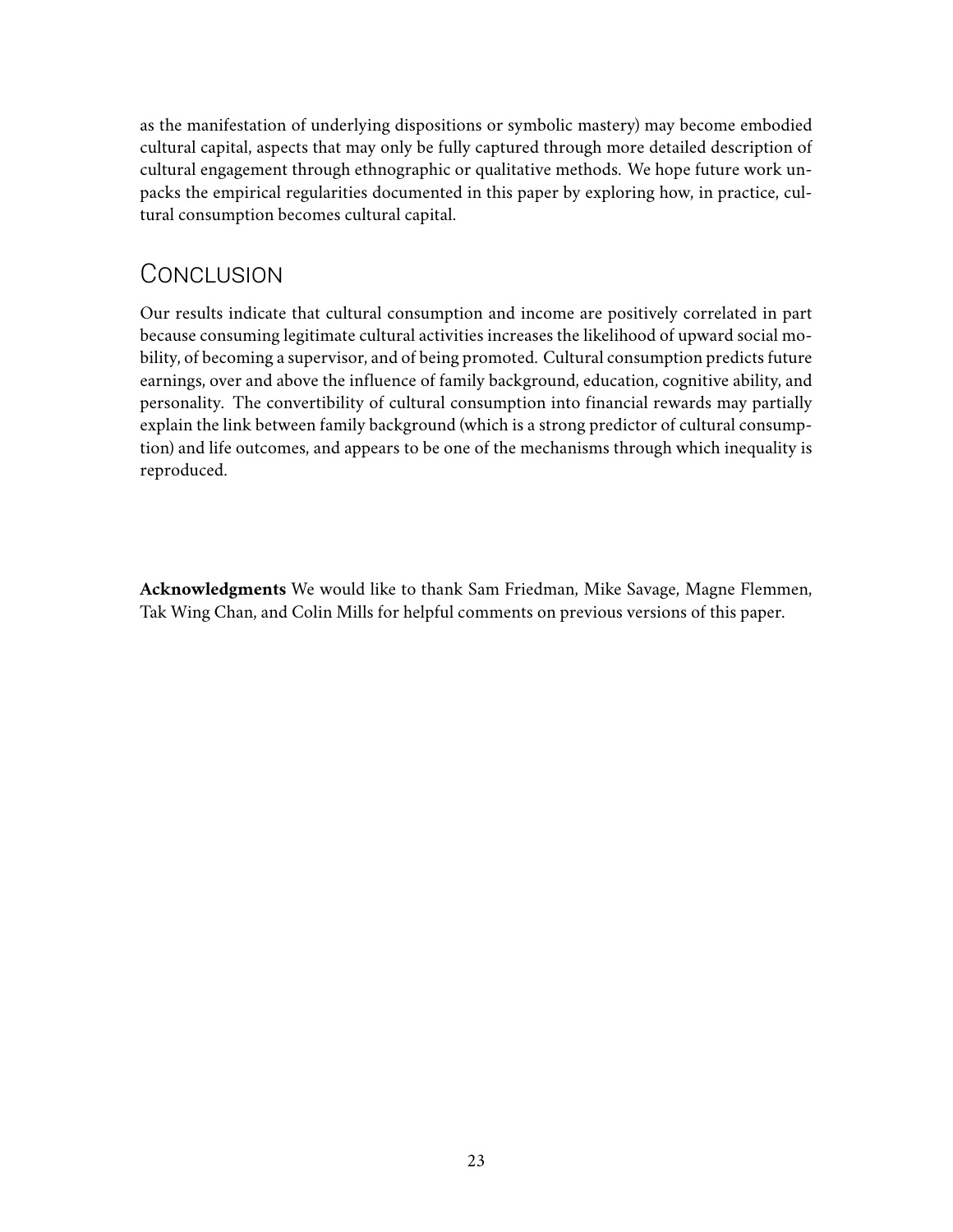as the manifestation of underlying dispositions or symbolic mastery) may become embodied cultural capital, aspects that may only be fully captured through more detailed description of cultural engagement through ethnographic or qualitative methods. We hope future work unpacks the empirical regularities documented in this paper by exploring how, in practice, cultural consumption becomes cultural capital.

## Conclusion

Our results indicate that cultural consumption and income are positively correlated in part because consuming legitimate cultural activities increases the likelihood of upward social mobility, of becoming a supervisor, and of being promoted. Cultural consumption predicts future earnings, over and above the influence of family background, education, cognitive ability, and personality. The convertibility of cultural consumption into financial rewards may partially explain the link between family background (which is a strong predictor of cultural consumption) and life outcomes, and appears to be one of the mechanisms through which inequality is reproduced.

**Acknowledgments** We would like to thank Sam Friedman, Mike Savage, Magne Flemmen, Tak Wing Chan, and Colin Mills for helpful comments on previous versions of this paper.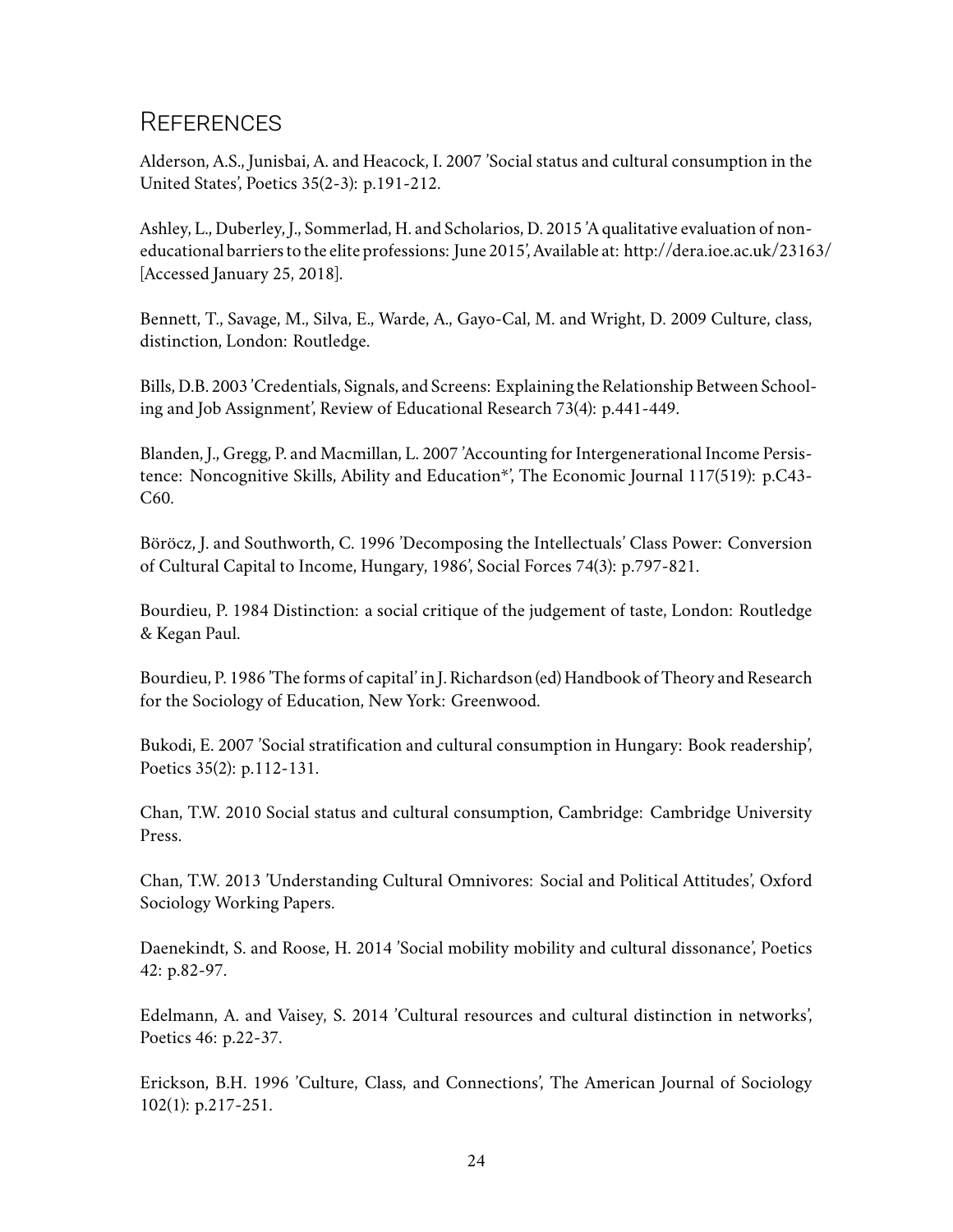# References

Alderson, A.S., Junisbai, A. and Heacock, I. 2007 'Social status and cultural consumption in the United States', Poetics 35(2-3): p.191-212.

Ashley, L., Duberley, J., Sommerlad, H. and Scholarios, D. 2015 'A qualitative evaluation of non-educational barriers to the elite professions: June 2015', Available at: http://dera.ioe.ac.uk/23163/ [Accessed January 25, 2018].

Bennett, T., Savage, M., Silva, E., Warde, A., Gayo-Cal, M. and Wright, D. 2009 Culture, class, distinction, London: Routledge.

Bills, D.B. 2003 'Credentials, Signals, and Screens: Explaining the Relationship Between Schooling and Job Assignment', Review of Educational Research 73(4): p.441-449.

Blanden, J., Gregg, P. and Macmillan, L. 2007 'Accounting for Intergenerational Income Persistence: Noncognitive Skills, Ability and Education*', The Economic Journal 117(519): p.C43-C60.

Böröcz, J. and Southworth, C. 1996 'Decomposing the Intellectuals' Class Power: Conversion of Cultural Capital to Income, Hungary, 1986', Social Forces 74(3): p.797-821.

Bourdieu, P. 1984 Distinction: a social critique of the judgement of taste, London: Routledge & Kegan Paul.

Bourdieu, P. 1986 'The forms of capital' in J. Richardson (ed) Handbook of Theory and Research for the Sociology of Education, New York: Greenwood.

Bukodi, E. 2007 'Social stratification and cultural consumption in Hungary: Book readership', Poetics 35(2): p.112-131.

Chan, T.W. 2010 Social status and cultural consumption, Cambridge: Cambridge University Press.

Chan, T.W. 2013 'Understanding Cultural Omnivores: Social and Political Attitudes', Oxford Sociology Working Papers.

Daenekindt, S. and Roose, H. 2014 'Social mobility mobility and cultural dissonance', Poetics 42: p.82-97.

Edelmann, A. and Vaisey, S. 2014 'Cultural resources and cultural distinction in networks', Poetics 46: p.22-37.

Erickson, B.H. 1996 'Culture, Class, and Connections', The American Journal of Sociology 102(1): p.217-251.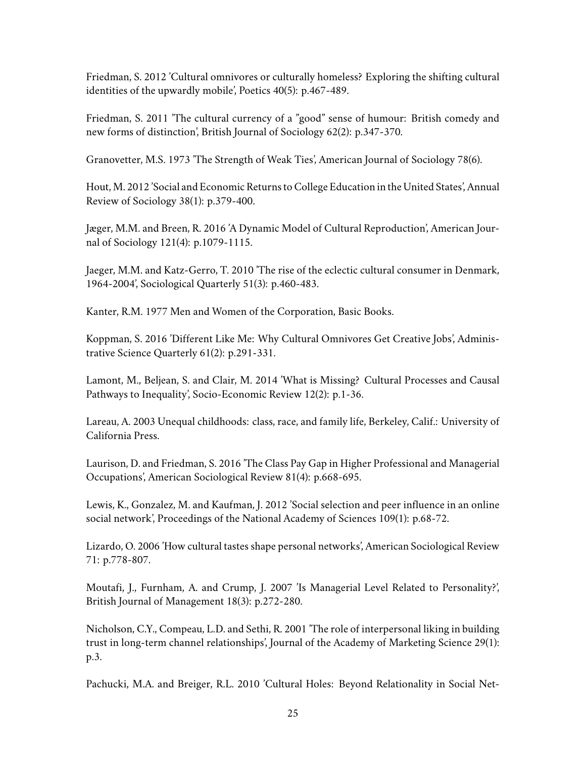Friedman, S. 2012 'Cultural omnivores or culturally homeless? Exploring the shifting cultural identities of the upwardly mobile', Poetics 40(5): p.467-489.

Friedman, S. 2011 'The cultural currency of a "good" sense of humour: British comedy and new forms of distinction', British Journal of Sociology 62(2): p.347-370.

Granovetter, M.S. 1973 'The Strength of Weak Ties', American Journal of Sociology 78(6).

Hout, M. 2012 'Social and Economic Returns to College Education in the United States', Annual Review of Sociology 38(1): p.379-400.

Jæger, M.M. and Breen, R. 2016 'A Dynamic Model of Cultural Reproduction', American Journal of Sociology 121(4): p.1079-1115.

Jaeger, M.M. and Katz-Gerro, T. 2010 'The rise of the eclectic cultural consumer in Denmark, 1964-2004', Sociological Quarterly 51(3): p.460-483.

Kanter, R.M. 1977 Men and Women of the Corporation, Basic Books.

Koppman, S. 2016 'Different Like Me: Why Cultural Omnivores Get Creative Jobs', Administrative Science Quarterly 61(2): p.291-331.

Lamont, M., Beljean, S. and Clair, M. 2014 'What is Missing? Cultural Processes and Causal Pathways to Inequality', Socio-Economic Review 12(2): p.1-36.

Lareau, A. 2003 Unequal childhoods: class, race, and family life, Berkeley, Calif.: University of California Press.

Laurison, D. and Friedman, S. 2016 'The Class Pay Gap in Higher Professional and Managerial Occupations', American Sociological Review 81(4): p.668-695.

Lewis, K., Gonzalez, M. and Kaufman, J. 2012 'Social selection and peer influence in an online social network', Proceedings of the National Academy of Sciences 109(1): p.68-72.

Lizardo, O. 2006 'How cultural tastes shape personal networks', American Sociological Review 71: p.778-807.

Moutafi, J., Furnham, A. and Crump, J. 2007 'Is Managerial Level Related to Personality?', British Journal of Management 18(3): p.272-280.

Nicholson, C.Y., Compeau, L.D. and Sethi, R. 2001 'The role of interpersonal liking in building trust in long-term channel relationships', Journal of the Academy of Marketing Science 29(1): p.3.

Pachucki, M.A. and Breiger, R.L. 2010 'Cultural Holes: Beyond Relationality in Social Net-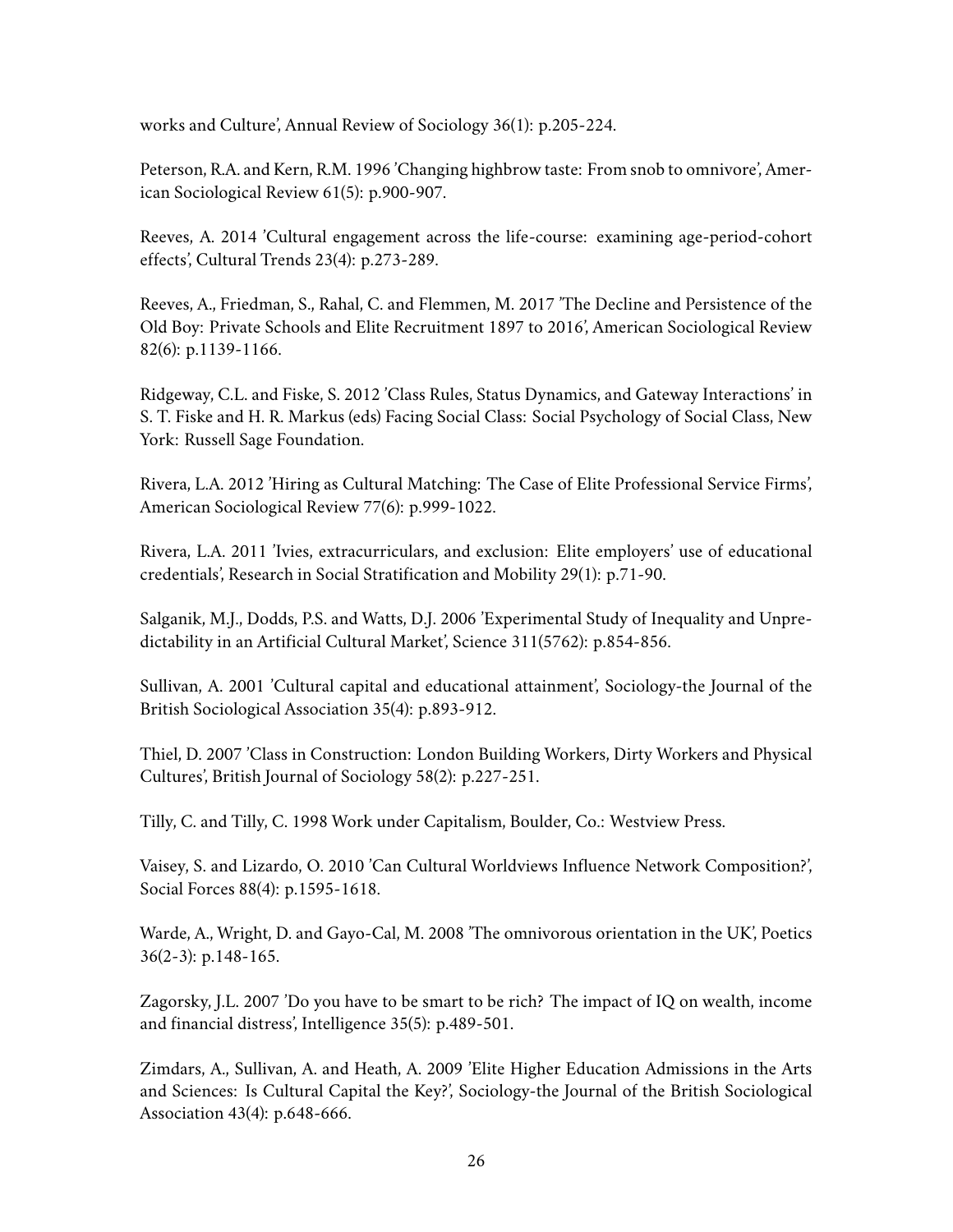works and Culture', Annual Review of Sociology 36(1): p.205-224.

Peterson, R.A. and Kern, R.M. 1996 'Changing highbrow taste: From snob to omnivore', American Sociological Review 61(5): p.900-907.

Reeves, A. 2014 'Cultural engagement across the life-course: examining age-period-cohort effects', Cultural Trends 23(4): p.273-289.

Reeves, A., Friedman, S., Rahal, C. and Flemmen, M. 2017 'The Decline and Persistence of the Old Boy: Private Schools and Elite Recruitment 1897 to 2016', American Sociological Review 82(6): p.1139-1166.

Ridgeway, C.L. and Fiske, S. 2012 'Class Rules, Status Dynamics, and Gateway Interactions' in S. T. Fiske and H. R. Markus (eds) Facing Social Class: Social Psychology of Social Class, New York: Russell Sage Foundation.

Rivera, L.A. 2012 'Hiring as Cultural Matching: The Case of Elite Professional Service Firms', American Sociological Review 77(6): p.999-1022.

Rivera, L.A. 2011 'Ivies, extracurriculars, and exclusion: Elite employers' use of educational credentials', Research in Social Stratification and Mobility 29(1): p.71-90.

Salganik, M.J., Dodds, P.S. and Watts, D.J. 2006 'Experimental Study of Inequality and Unpredictability in an Artificial Cultural Market', Science 311(5762): p.854-856.

Sullivan, A. 2001 'Cultural capital and educational attainment', Sociology-the Journal of the British Sociological Association 35(4): p.893-912.

Thiel, D. 2007 'Class in Construction: London Building Workers, Dirty Workers and Physical Cultures', British Journal of Sociology 58(2): p.227-251.

Tilly, C. and Tilly, C. 1998 Work under Capitalism, Boulder, Co.: Westview Press.

Vaisey, S. and Lizardo, O. 2010 'Can Cultural Worldviews Influence Network Composition?', Social Forces 88(4): p.1595-1618.

Warde, A., Wright, D. and Gayo-Cal, M. 2008 'The omnivorous orientation in the UK', Poetics 36(2-3): p.148-165.

Zagorsky, J.L. 2007 'Do you have to be smart to be rich? The impact of IQ on wealth, income and financial distress', Intelligence 35(5): p.489-501.

Zimdars, A., Sullivan, A. and Heath, A. 2009 'Elite Higher Education Admissions in the Arts and Sciences: Is Cultural Capital the Key?', Sociology-the Journal of the British Sociological Association 43(4): p.648-666.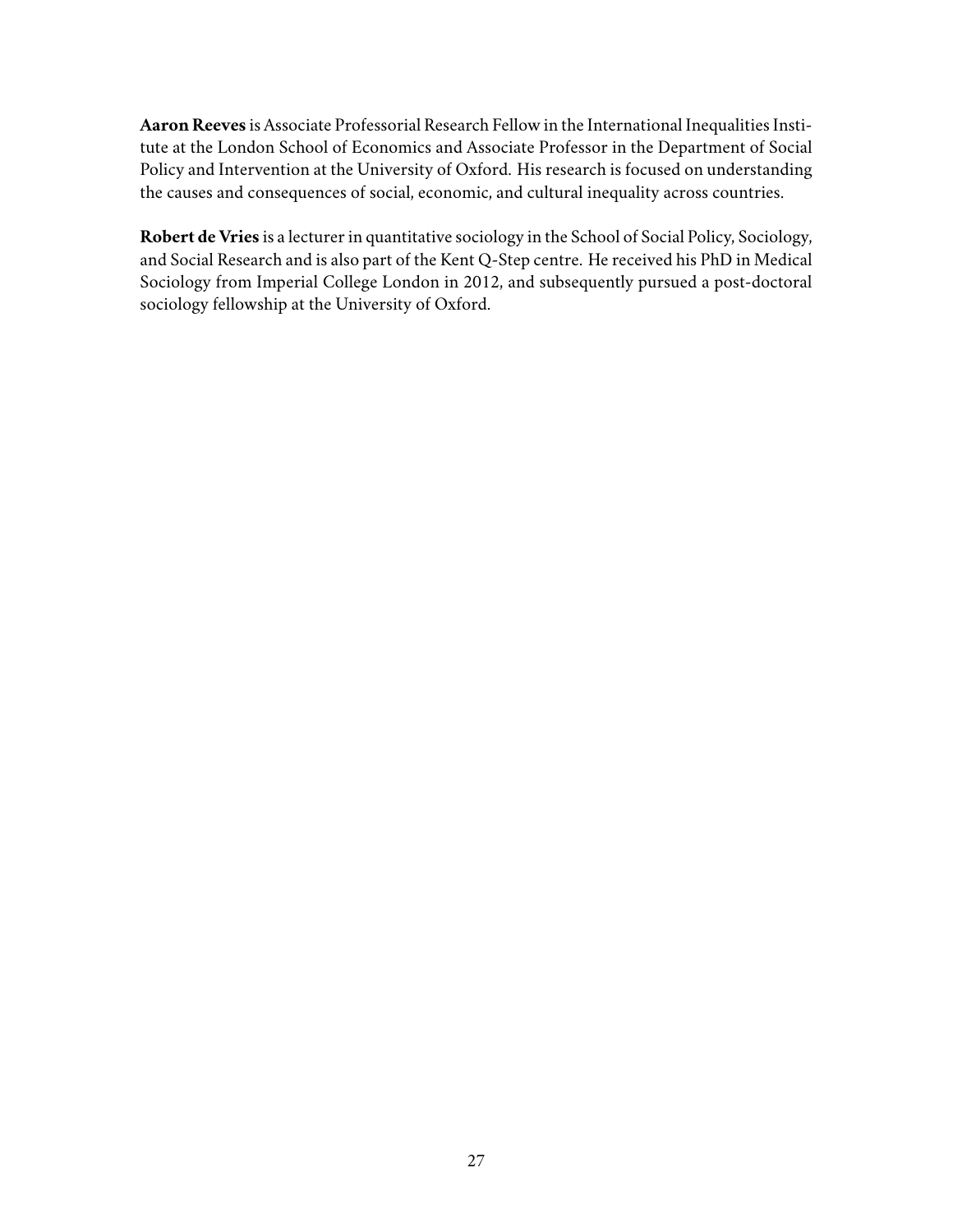**Aaron Reeves** is Associate Professorial Research Fellow in the International Inequalities Institute at the London School of Economics and Associate Professor in the Department of Social Policy and Intervention at the University of Oxford. His research is focused on understanding the causes and consequences of social, economic, and cultural inequality across countries.

**Robert de Vries** is a lecturer in quantitative sociology in the School of Social Policy, Sociology, and Social Research and is also part of the Kent Q-Step centre. He received his PhD in Medical Sociology from Imperial College London in 2012, and subsequently pursued a post-doctoral sociology fellowship at the University of Oxford.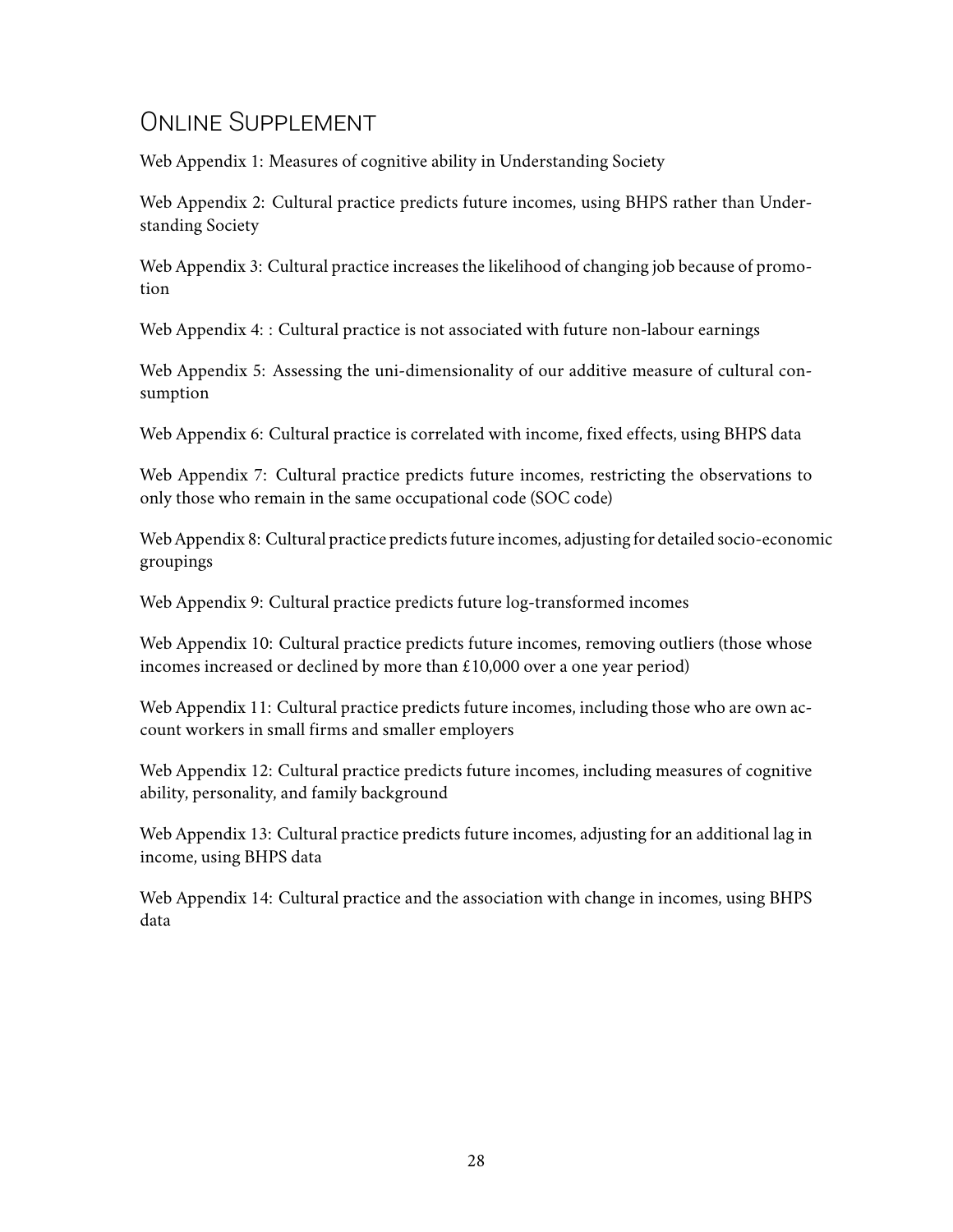# Online Supplement

Web Appendix 1: Measures of cognitive ability in Understanding Society

Web Appendix 2: Cultural practice predicts future incomes, using BHPS rather than Understanding Society

Web Appendix 3: Cultural practice increases the likelihood of changing job because of promotion

Web Appendix 4: : Cultural practice is not associated with future non-labour earnings

Web Appendix 5: Assessing the uni-dimensionality of our additive measure of cultural consumption

Web Appendix 6: Cultural practice is correlated with income, fixed effects, using BHPS data

Web Appendix 7: Cultural practice predicts future incomes, restricting the observations to only those who remain in the same occupational code (SOC code)

Web Appendix 8: Cultural practice predicts future incomes, adjusting for detailed socio-economic groupings

Web Appendix 9: Cultural practice predicts future log-transformed incomes

Web Appendix 10: Cultural practice predicts future incomes, removing outliers (those whose incomes increased or declined by more than £10,000 over a one year period)

Web Appendix 11: Cultural practice predicts future incomes, including those who are own account workers in small firms and smaller employers

Web Appendix 12: Cultural practice predicts future incomes, including measures of cognitive ability, personality, and family background

Web Appendix 13: Cultural practice predicts future incomes, adjusting for an additional lag in income, using BHPS data

Web Appendix 14: Cultural practice and the association with change in incomes, using BHPS data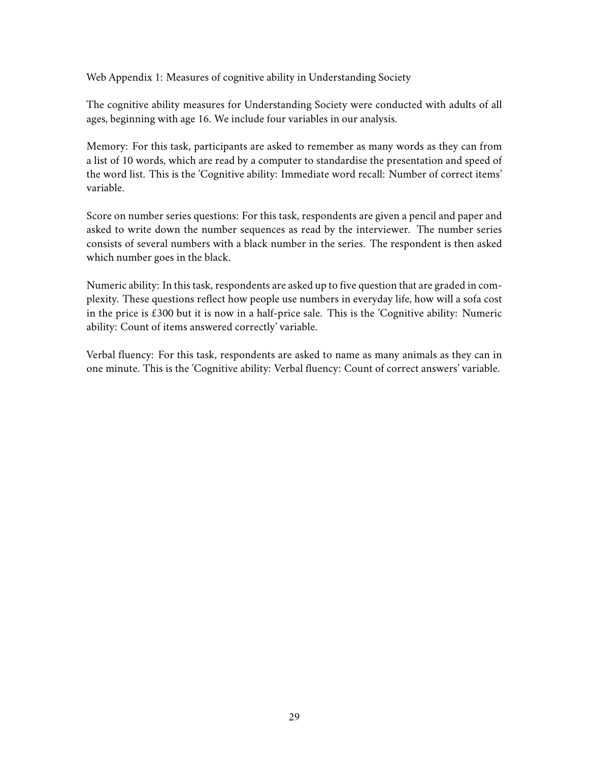Web Appendix 1: Measures of cognitive ability in Understanding Society

The cognitive ability measures for Understanding Society were conducted with adults of all ages, beginning with age 16. We include four variables in our analysis.

Memory: For this task, participants are asked to remember as many words as they can from a list of 10 words, which are read by a computer to standardise the presentation and speed of the word list. This is the 'Cognitive ability: Immediate word recall: Number of correct items' variable.

Score on number series questions: For this task, respondents are given a pencil and paper and asked to write down the number sequences as read by the interviewer. The number series consists of several numbers with a black number in the series. The respondent is then asked which number goes in the black.

Numeric ability: In this task, respondents are asked up to five question that are graded in complexity. These questions reflect how people use numbers in everyday life, how will a sofa cost in the price is £300 but it is now in a half-price sale. This is the 'Cognitive ability: Numeric ability: Count of items answered correctly' variable.

Verbal fluency: For this task, respondents are asked to name as many animals as they can in one minute. This is the 'Cognitive ability: Verbal fluency: Count of correct answers' variable.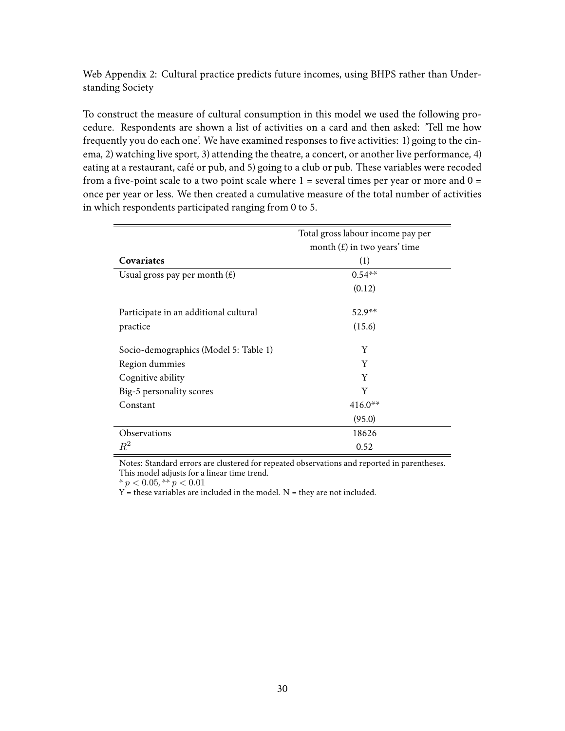Web Appendix 2: Cultural practice predicts future incomes, using BHPS rather than Understanding Society

To construct the measure of cultural consumption in this model we used the following procedure. Respondents are shown a list of activities on a card and then asked: 'Tell me how frequently you do each one'. We have examined responses to five activities: 1) going to the cinema, 2) watching live sport, 3) attending the theatre, a concert, or another live performance, 4) eating at a restaurant, café or pub, and 5) going to a club or pub. These variables were recoded from a five-point scale to a two point scale where 1 = several times per year or more and 0 = once per year or less. We then created a cumulative measure of the total number of activities in which respondents participated ranging from 0 to 5.

| **Covariates** | Total gross labour income pay per month (£) in two years' time (1) |
|---|---|
| Usual gross pay per month (£) | 0.54** |
| | (0.12) |
| Participate in an additional cultural practice | 52.9** |
| | (15.6) |
| Socio-demographics (Model 5: Table 1) | Y |
| Region dummies | Y |
| Cognitive ability | Y |
| Big-5 personality scores | Y |
| Constant | 416.0** |
| | (95.0) |
| Observations | 18626 |
| $R^2$ | 0.52 |

Notes: Standard errors are clustered for repeated observations and reported in parentheses. This model adjusts for a linear time trend.
* $p < 0.05$, ** $p < 0.01$
Y = these variables are included in the model. N = they are not included.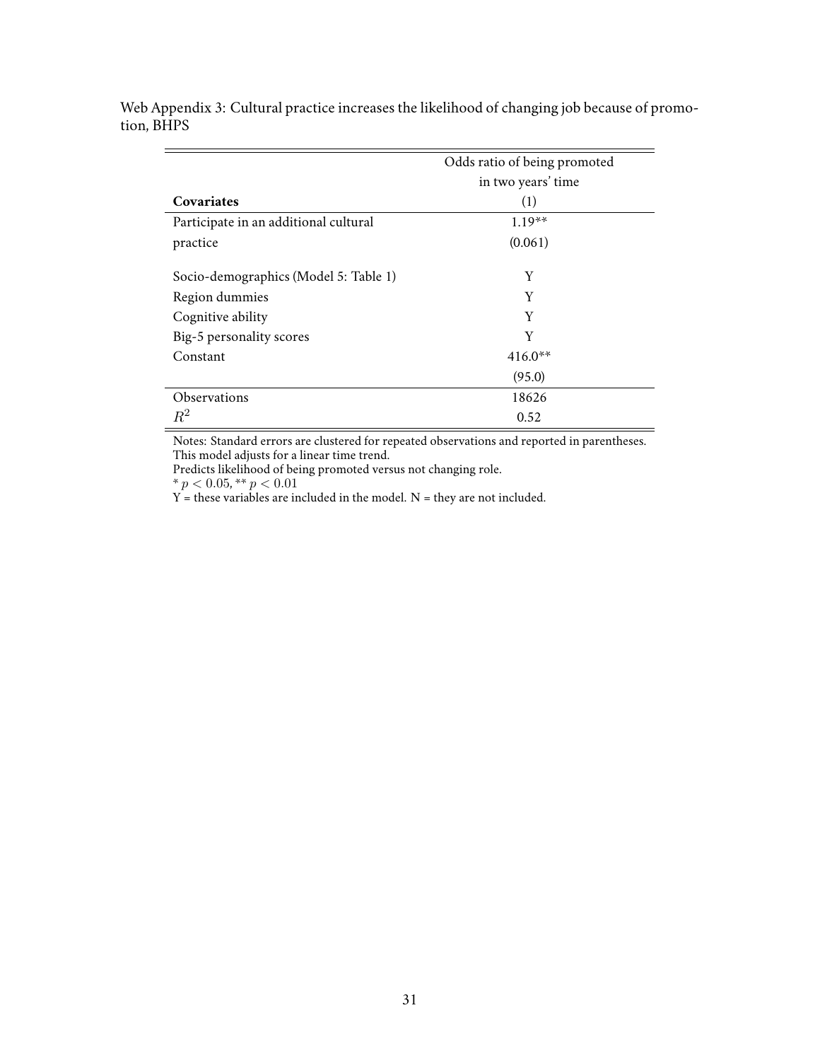Web Appendix 3: Cultural practice increases the likelihood of changing job because of promotion, BHPS

| | Odds ratio of being promoted in two years' time |
|---|---|
| **Covariates** | (1) |
| Participate in an additional cultural practice | 1.19** |
| | (0.061) |
| Socio-demographics (Model 5: Table 1) | Y |
| Region dummies | Y |
| Cognitive ability | Y |
| Big-5 personality scores | Y |
| Constant | 416.0** |
| | (95.0) |
| Observations | 18626 |
| $R^2$ | 0.52 |

Notes: Standard errors are clustered for repeated observations and reported in parentheses.
This model adjusts for a linear time trend.
Predicts likelihood of being promoted versus not changing role.
* $p < 0.05$, ** $p < 0.01$
Y = these variables are included in the model. N = they are not included.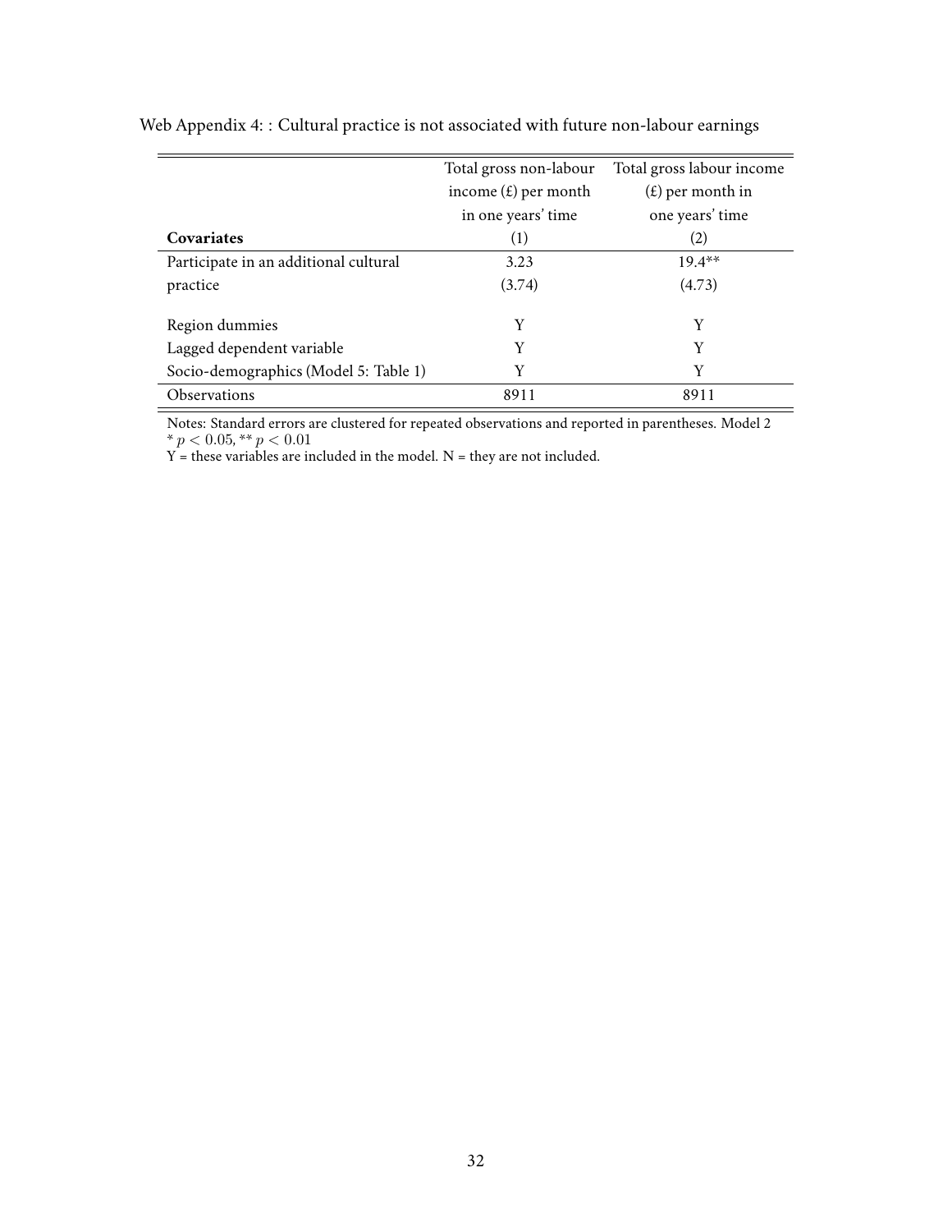Web Appendix 4: : Cultural practice is not associated with future non-labour earnings

| Covariates | Total gross non-labour income (£) per month in one years' time (1) | Total gross labour income (£) per month in one years' time (2) |
|---|---|---|
| Participate in an additional cultural practice | 3.23 (3.74) | 19.4** (4.73) |
| Region dummies | Y | Y |
| Lagged dependent variable | Y | Y |
| Socio-demographics (Model 5: Table 1) | Y | Y |
| Observations | 8911 | 8911 |

Notes: Standard errors are clustered for repeated observations and reported in parentheses. Model 2
* $p < 0.05$, ** $p < 0.01$
Y = these variables are included in the model. N = they are not included.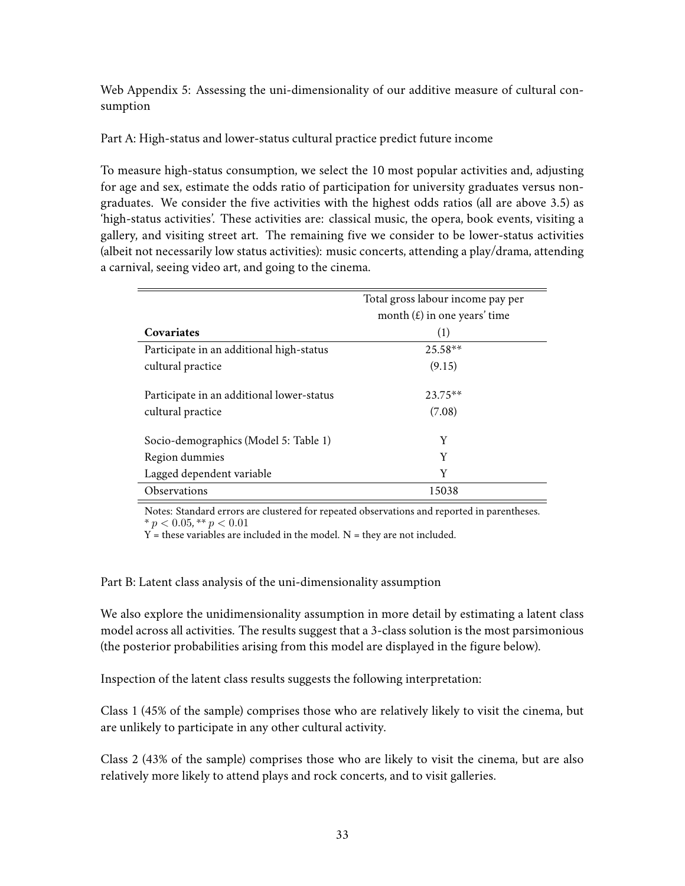Web Appendix 5: Assessing the uni-dimensionality of our additive measure of cultural consumption

Part A: High-status and lower-status cultural practice predict future income

To measure high-status consumption, we select the 10 most popular activities and, adjusting for age and sex, estimate the odds ratio of participation for university graduates versus non-graduates. We consider the five activities with the highest odds ratios (all are above 3.5) as 'high-status activities'. These activities are: classical music, the opera, book events, visiting a gallery, and visiting street art. The remaining five we consider to be lower-status activities (albeit not necessarily low status activities): music concerts, attending a play/drama, attending a carnival, seeing video art, and going to the cinema.

| | Total gross labour income pay per month (£) in one years' time |
|---|---|
| **Covariates** | (1) |
| Participate in an additional high-status cultural practice | 25.58** |
| | (9.15) |
| Participate in an additional lower-status cultural practice | 23.75** |
| | (7.08) |
| Socio-demographics (Model 5: Table 1) | Y |
| Region dummies | Y |
| Lagged dependent variable | Y |
| Observations | 15038 |

Notes: Standard errors are clustered for repeated observations and reported in parentheses.
* $p < 0.05$, ** $p < 0.01$
Y = these variables are included in the model. N = they are not included.

Part B: Latent class analysis of the uni-dimensionality assumption

We also explore the unidimensionality assumption in more detail by estimating a latent class model across all activities. The results suggest that a 3-class solution is the most parsimonious (the posterior probabilities arising from this model are displayed in the figure below).

Inspection of the latent class results suggests the following interpretation:

Class 1 (45% of the sample) comprises those who are relatively likely to visit the cinema, but are unlikely to participate in any other cultural activity.

Class 2 (43% of the sample) comprises those who are likely to visit the cinema, but are also relatively more likely to attend plays and rock concerts, and to visit galleries.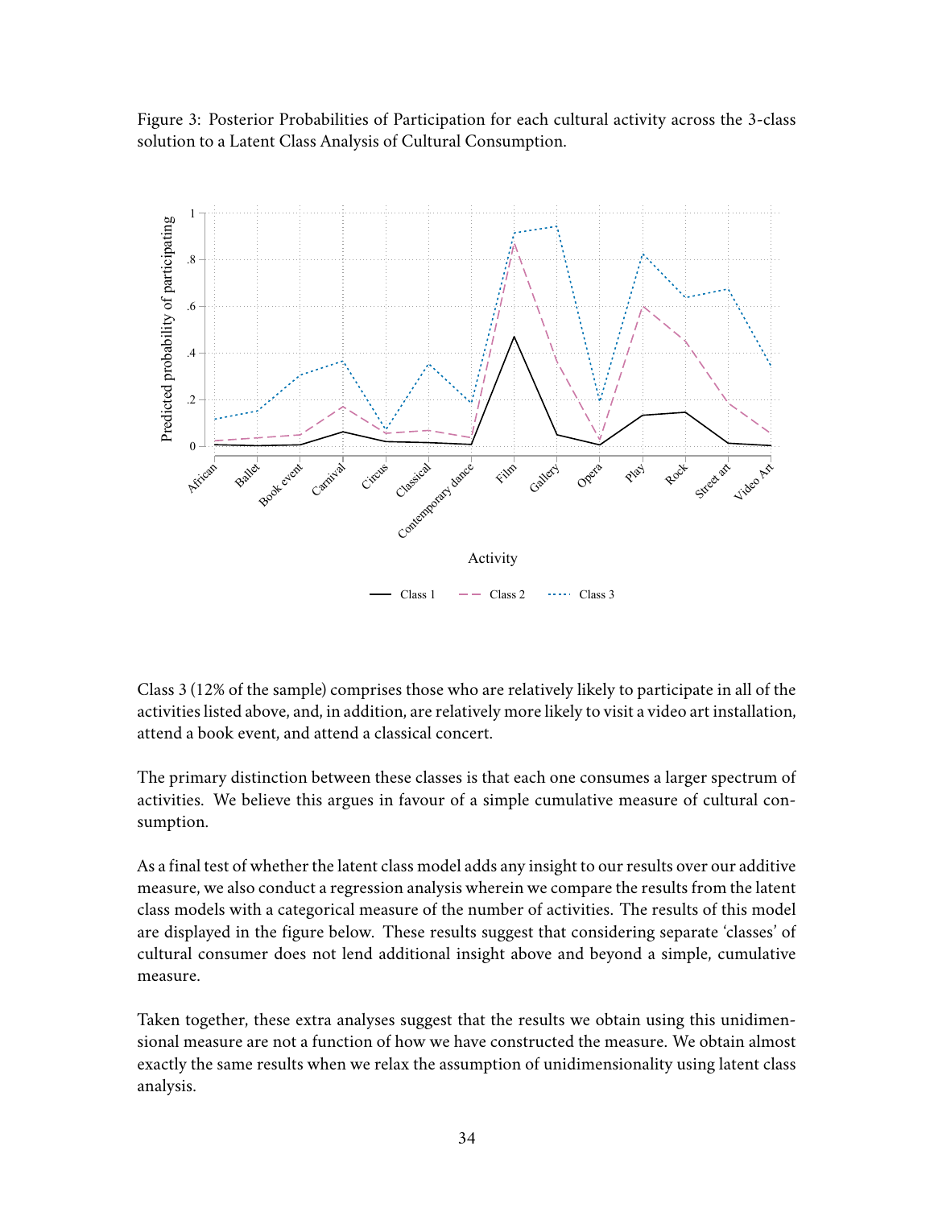Figure 3: Posterior Probabilities of Participation for each cultural activity across the 3-class solution to a Latent Class Analysis of Cultural Consumption.

Class 3 (12% of the sample) comprises those who are relatively likely to participate in all of the activities listed above, and, in addition, are relatively more likely to visit a video art installation, attend a book event, and attend a classical concert.

The primary distinction between these classes is that each one consumes a larger spectrum of activities. We believe this argues in favour of a simple cumulative measure of cultural consumption.

As a final test of whether the latent class model adds any insight to our results over our additive measure, we also conduct a regression analysis wherein we compare the results from the latent class models with a categorical measure of the number of activities. The results of this model are displayed in the figure below. These results suggest that considering separate 'classes' of cultural consumer does not lend additional insight above and beyond a simple, cumulative measure.

Taken together, these extra analyses suggest that the results we obtain using this unidimensional measure are not a function of how we have constructed the measure. We obtain almost exactly the same results when we relax the assumption of unidimensionality using latent class analysis.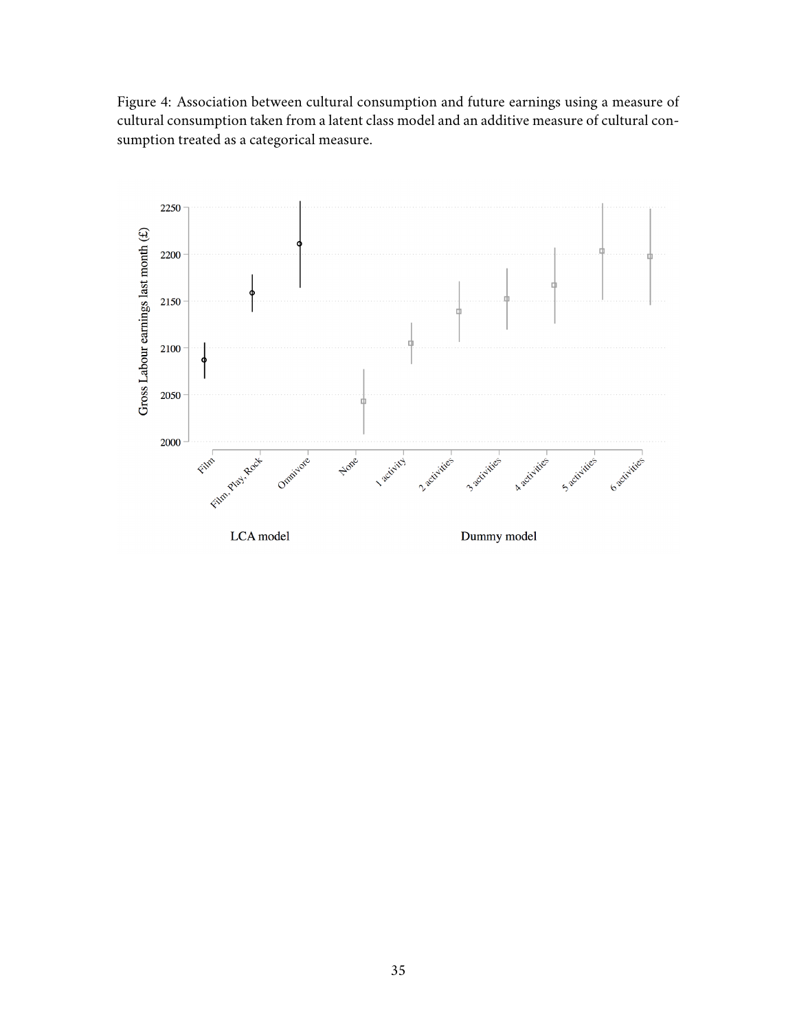Figure 4: Association between cultural consumption and future earnings using a measure of cultural consumption taken from a latent class model and an additive measure of cultural consumption treated as a categorical measure.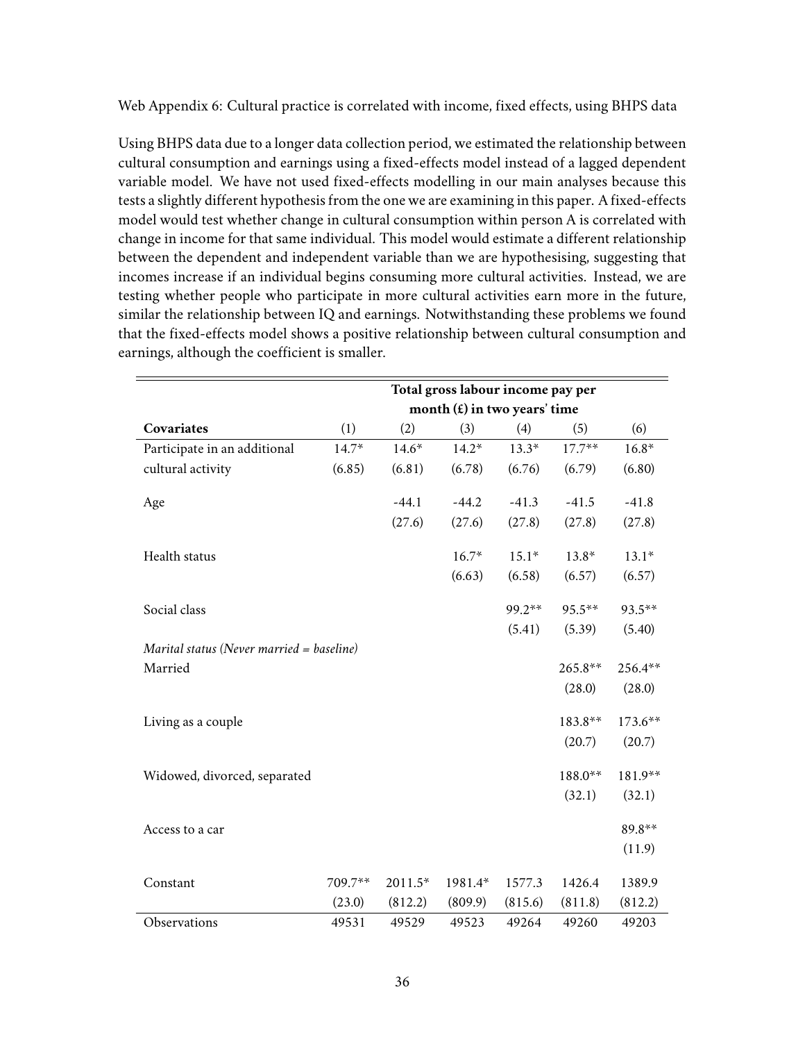Web Appendix 6: Cultural practice is correlated with income, fixed effects, using BHPS data

Using BHPS data due to a longer data collection period, we estimated the relationship between cultural consumption and earnings using a fixed-effects model instead of a lagged dependent variable model. We have not used fixed-effects modelling in our main analyses because this tests a slightly different hypothesis from the one we are examining in this paper. A fixed-effects model would test whether change in cultural consumption within person A is correlated with change in income for that same individual. This model would estimate a different relationship between the dependent and independent variable than we are hypothesising, suggesting that incomes increase if an individual begins consuming more cultural activities. Instead, we are testing whether people who participate in more cultural activities earn more in the future, similar the relationship between IQ and earnings. Notwithstanding these problems we found that the fixed-effects model shows a positive relationship between cultural consumption and earnings, although the coefficient is smaller.

| | **Total gross labour income pay per month (£) in two years' time** | | | | | |
|---|---|---|---|---|---|---|
| **Covariates** | (1) | (2) | (3) | (4) | (5) | (6) |
| Participate in an additional cultural activity | 14.7* | 14.6* | 14.2* | 13.3* | 17.7** | 16.8* |
| | (6.85) | (6.81) | (6.78) | (6.76) | (6.79) | (6.80) |
| Age | | -44.1 | -44.2 | -41.3 | -41.5 | -41.8 |
| | | (27.6) | (27.6) | (27.8) | (27.8) | (27.8) |
| Health status | | | 16.7* | 15.1* | 13.8* | 13.1* |
| | | | (6.63) | (6.58) | (6.57) | (6.57) |
| Social class | | | | 99.2** | 95.5** | 93.5** |
| | | | | (5.41) | (5.39) | (5.40) |
| *Marital status (Never married = baseline)* | | | | | | |
| Married | | | | | 265.8** | 256.4** |
| | | | | | (28.0) | (28.0) |
| Living as a couple | | | | | 183.8** | 173.6** |
| | | | | | (20.7) | (20.7) |
| Widowed, divorced, separated | | | | | 188.0** | 181.9** |
| | | | | | (32.1) | (32.1) |
| Access to a car | | | | | | 89.8** |
| | | | | | | (11.9) |
| Constant | 709.7** | 2011.5* | 1981.4* | 1577.3 | 1426.4 | 1389.9 |
| | (23.0) | (812.2) | (809.9) | (815.6) | (811.8) | (812.2) |
| Observations | 49531 | 49529 | 49523 | 49264 | 49260 | 49203 |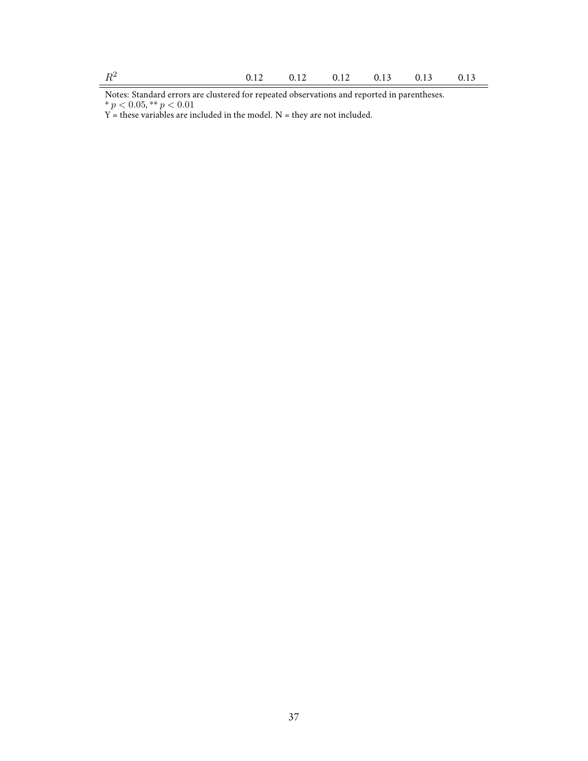| | | | | | | |
|---|---|---|---|---|---|---|
| $R^2$ | 0.12 | 0.12 | 0.12 | 0.13 | 0.13 | 0.13 |

Notes: Standard errors are clustered for repeated observations and reported in parentheses.

* $p < 0.05$, ** $p < 0.01$

Y = these variables are included in the model. N = they are not included.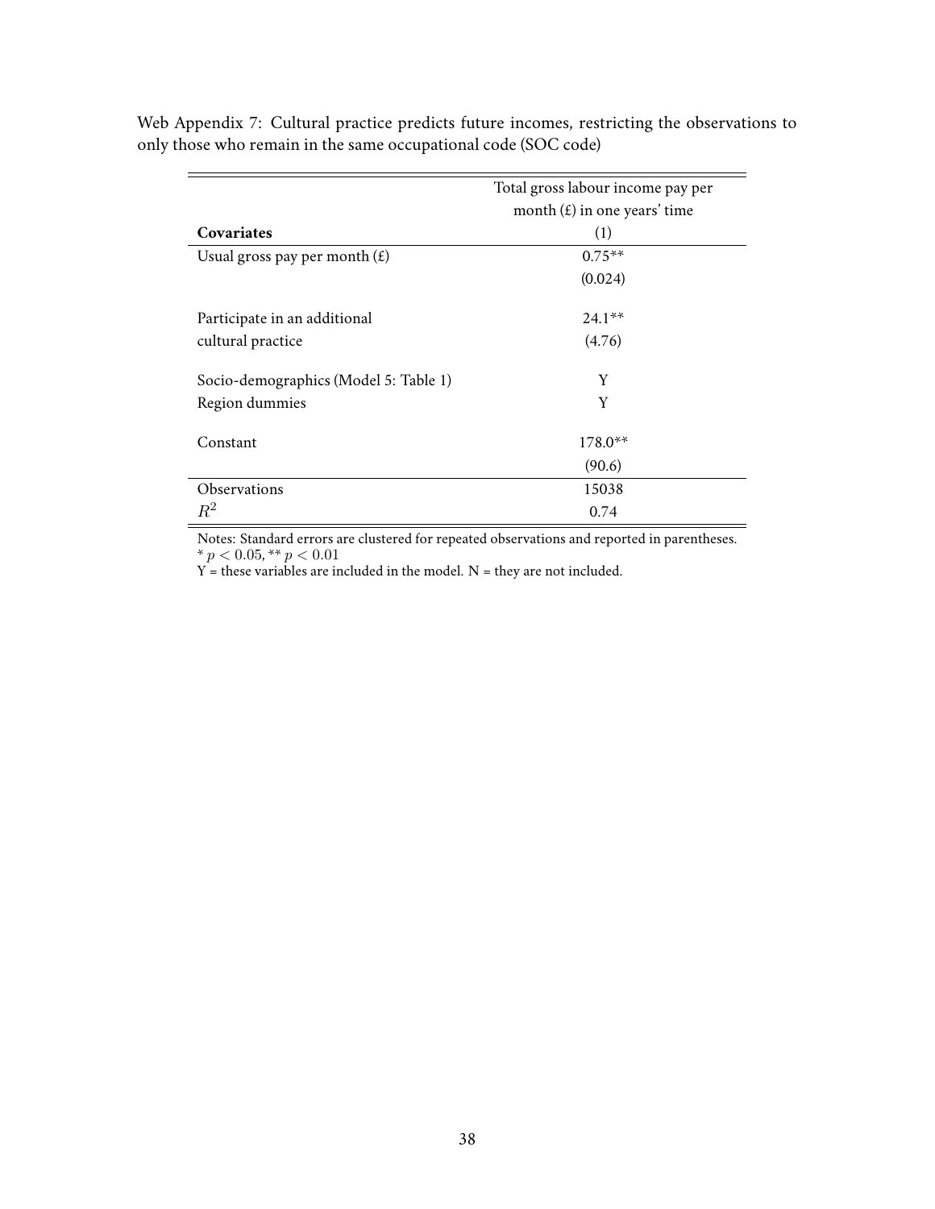Web Appendix 7: Cultural practice predicts future incomes, restricting the observations to only those who remain in the same occupational code (SOC code)

| **Covariates** | Total gross labour income pay per month (£) in one years' time (1) |
|---|---|
| Usual gross pay per month (£) | 0.75** |
| | (0.024) |
| Participate in an additional cultural practice | 24.1** |
| | (4.76) |
| Socio-demographics (Model 5: Table 1) | Y |
| Region dummies | Y |
| Constant | 178.0** |
| | (90.6) |
| Observations | 15038 |
| $R^2$ | 0.74 |

Notes: Standard errors are clustered for repeated observations and reported in parentheses.
* $p < 0.05$, ** $p < 0.01$
Y = these variables are included in the model. N = they are not included.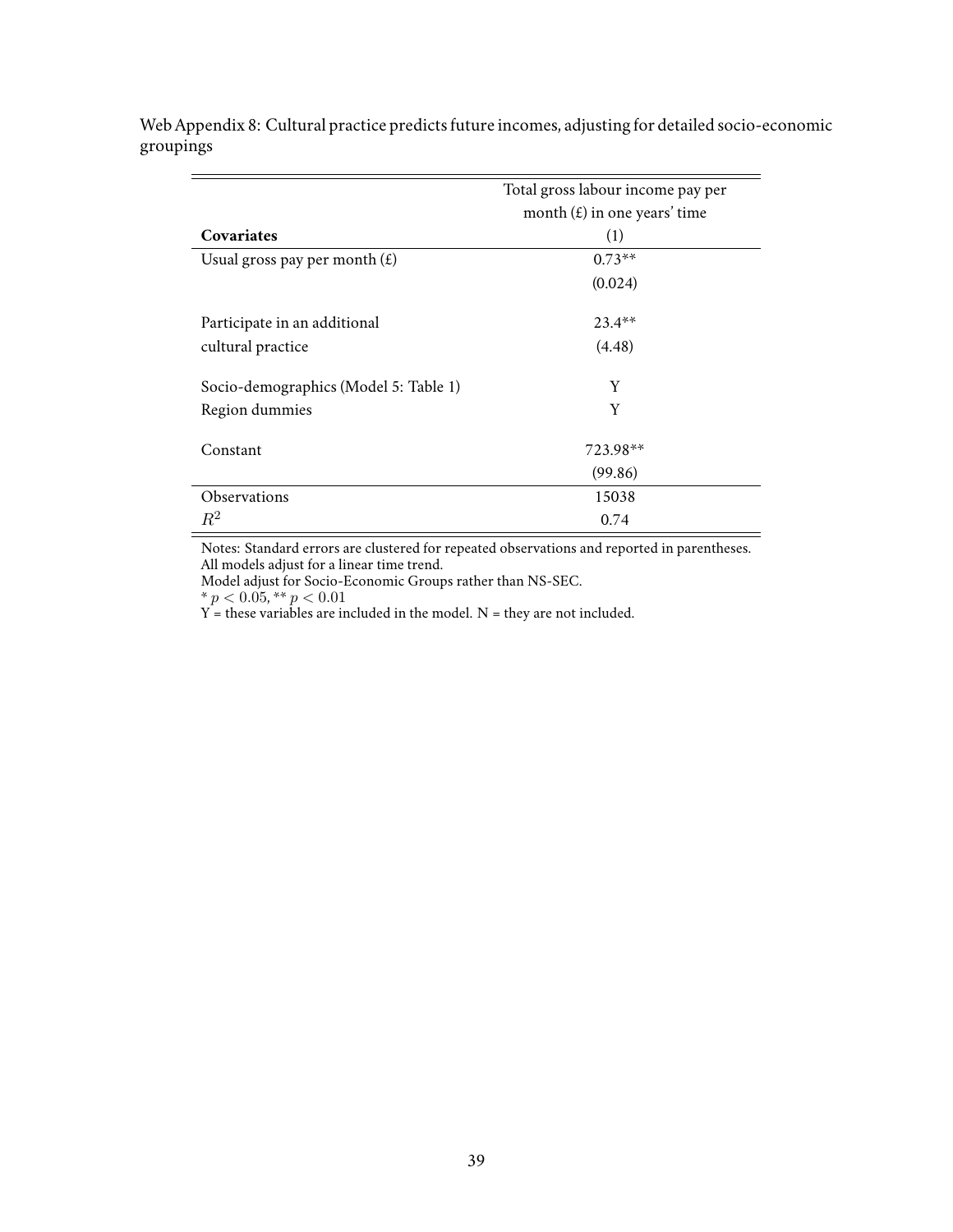Web Appendix 8: Cultural practice predicts future incomes, adjusting for detailed socio-economic groupings

| Covariates | Total gross labour income pay per month (£) in one years' time<br>(1) |
|---|---|
| Usual gross pay per month (£) | 0.73** |
| | (0.024) |
| Participate in an additional cultural practice | 23.4** |
| | (4.48) |
| Socio-demographics (Model 5: Table 1) | Y |
| Region dummies | Y |
| Constant | 723.98** |
| | (99.86) |
| Observations | 15038 |
| $R^2$ | 0.74 |

Notes: Standard errors are clustered for repeated observations and reported in parentheses.
All models adjust for a linear time trend.
Model adjust for Socio-Economic Groups rather than NS-SEC.
* $p < 0.05$, ** $p < 0.01$
Y = these variables are included in the model. N = they are not included.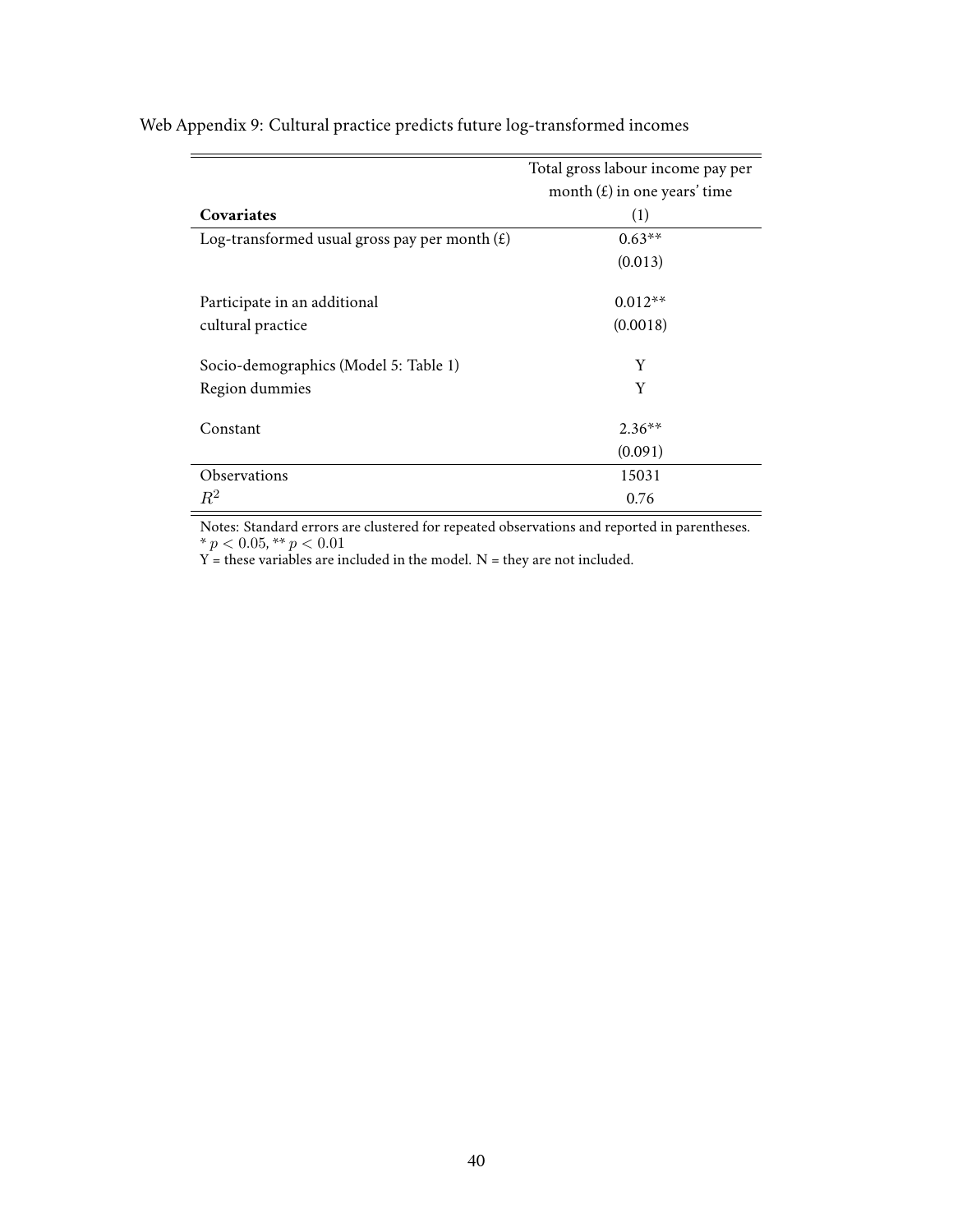Web Appendix 9: Cultural practice predicts future log-transformed incomes

| **Covariates** | Total gross labour income pay per month (£) in one years' time (1) |
|---|---|
| Log-transformed usual gross pay per month (£) | 0.63** |
| | (0.013) |
| Participate in an additional cultural practice | 0.012** |
| | (0.0018) |
| Socio-demographics (Model 5: Table 1) | Y |
| Region dummies | Y |
| Constant | 2.36** |
| | (0.091) |
| Observations | 15031 |
| $R^2$ | 0.76 |

Notes: Standard errors are clustered for repeated observations and reported in parentheses.
* $p < 0.05$, ** $p < 0.01$
Y = these variables are included in the model. N = they are not included.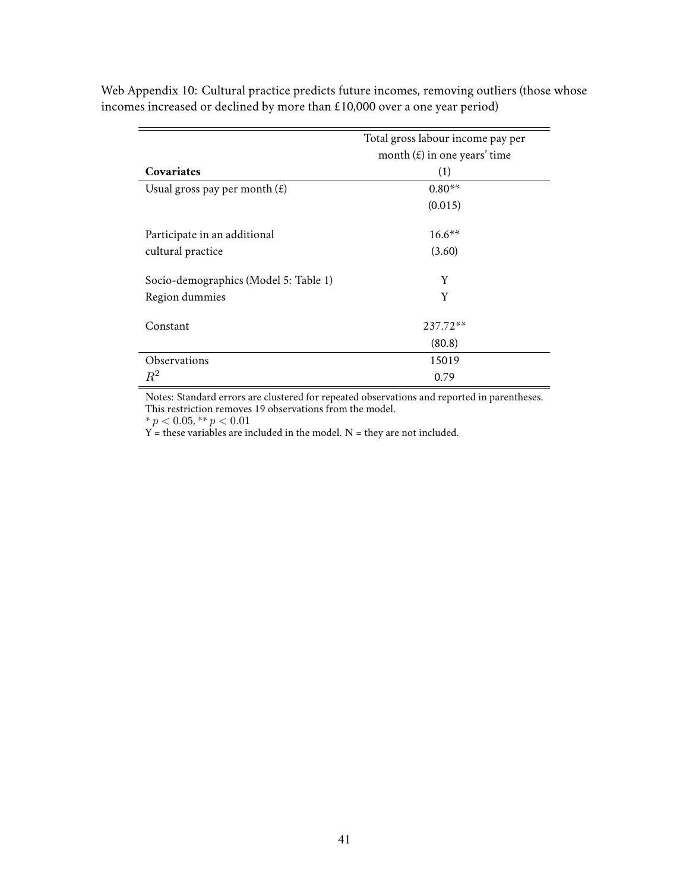Web Appendix 10: Cultural practice predicts future incomes, removing outliers (those whose incomes increased or declined by more than £10,000 over a one year period)

| | Total gross labour income pay per month (£) in one years' time |
|---|---|
| **Covariates** | (1) |
| Usual gross pay per month (£) | 0.80** |
| | (0.015) |
| Participate in an additional cultural practice | 16.6** |
| | (3.60) |
| Socio-demographics (Model 5: Table 1) | Y |
| Region dummies | Y |
| Constant | 237.72** |
| | (80.8) |
| Observations | 15019 |
| $R^2$ | 0.79 |

Notes: Standard errors are clustered for repeated observations and reported in parentheses. This restriction removes 19 observations from the model.
* $p < 0.05$, ** $p < 0.01$
Y = these variables are included in the model. N = they are not included.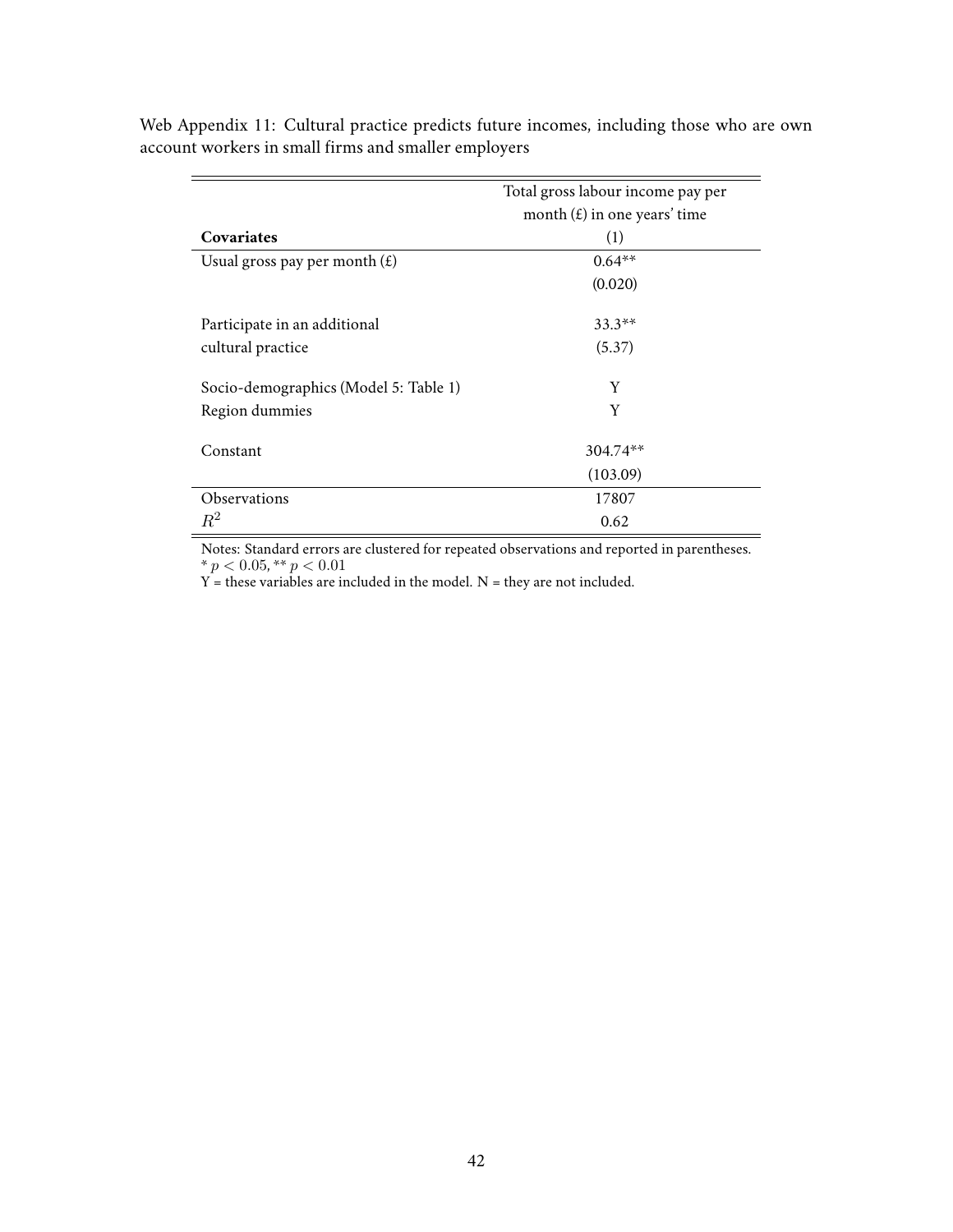Web Appendix 11: Cultural practice predicts future incomes, including those who are own account workers in small firms and smaller employers

| **Covariates** | Total gross labour income pay per month (£) in one years' time (1) |
|---|---|
| Usual gross pay per month (£) | 0.64** |
| | (0.020) |
| Participate in an additional cultural practice | 33.3** |
| | (5.37) |
| Socio-demographics (Model 5: Table 1) | Y |
| Region dummies | Y |
| Constant | 304.74** |
| | (103.09) |
| Observations | 17807 |
| $R^2$ | 0.62 |

Notes: Standard errors are clustered for repeated observations and reported in parentheses.
* $p < 0.05$, ** $p < 0.01$
Y = these variables are included in the model. N = they are not included.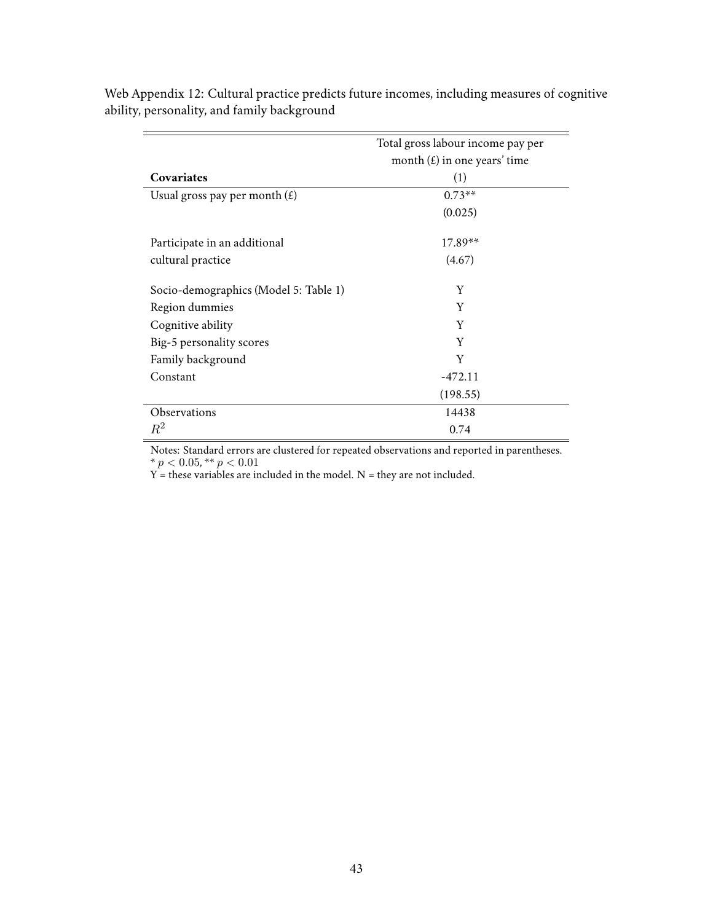Web Appendix 12: Cultural practice predicts future incomes, including measures of cognitive ability, personality, and family background

| Covariates | Total gross labour income pay per month (£) in one years' time (1) |
|---|---|
| Usual gross pay per month (£) | 0.73** |
| | (0.025) |
| Participate in an additional cultural practice | 17.89** |
| | (4.67) |
| Socio-demographics (Model 5: Table 1) | Y |
| Region dummies | Y |
| Cognitive ability | Y |
| Big-5 personality scores | Y |
| Family background | Y |
| Constant | -472.11 |
| | (198.55) |
| Observations | 14438 |
| $R^2$ | 0.74 |

Notes: Standard errors are clustered for repeated observations and reported in parentheses.
* $p < 0.05$, ** $p < 0.01$
Y = these variables are included in the model. N = they are not included.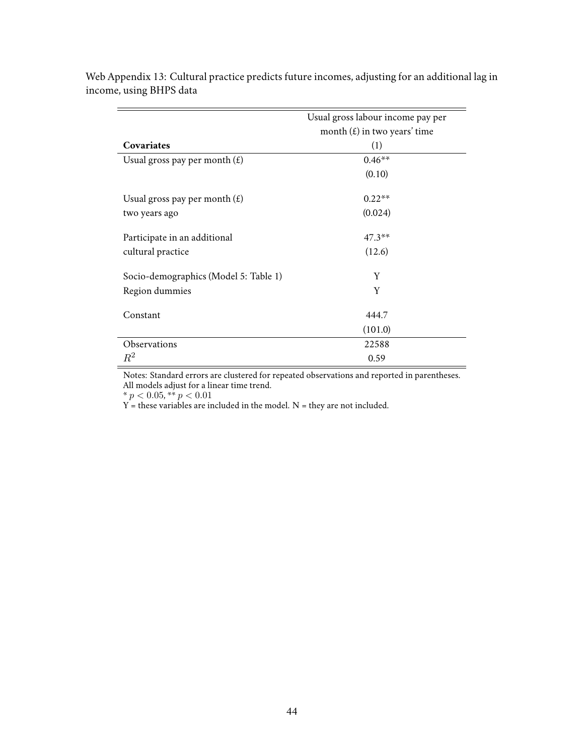Web Appendix 13: Cultural practice predicts future incomes, adjusting for an additional lag in income, using BHPS data

| Covariates | Usual gross labour income pay per month (£) in two years' time<br>(1) |
|---|---|
| Usual gross pay per month (£) | 0.46** |
| | (0.10) |
| Usual gross pay per month (£) two years ago | 0.22** |
| | (0.024) |
| Participate in an additional cultural practice | 47.3** |
| | (12.6) |
| Socio-demographics (Model 5: Table 1) | Y |
| Region dummies | Y |
| Constant | 444.7 |
| | (101.0) |
| Observations | 22588 |
| $R^2$ | 0.59 |

Notes: Standard errors are clustered for repeated observations and reported in parentheses. All models adjust for a linear time trend.

* $p < 0.05$, ** $p < 0.01$

Y = these variables are included in the model. N = they are not included.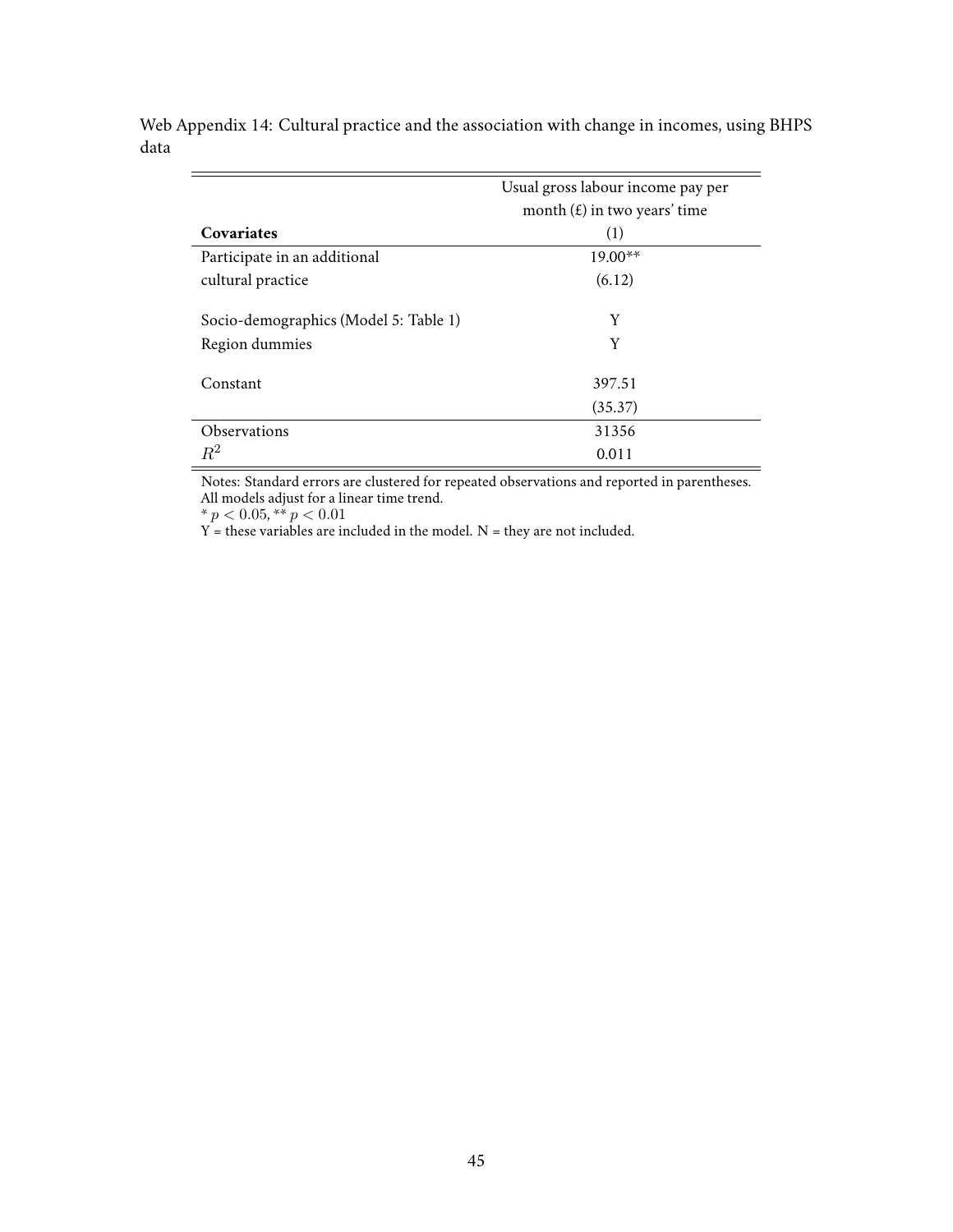Web Appendix 14: Cultural practice and the association with change in incomes, using BHPS data

| Covariates | Usual gross labour income pay per month (£) in two years' time (1) |
| --- | --- |
| Participate in an additional cultural practice | 19.00** |
| | (6.12) |
| Socio-demographics (Model 5: Table 1) | Y |
| Region dummies | Y |
| Constant | 397.51 |
| | (35.37) |
| Observations | 31356 |
| $R^2$ | 0.011 |

Notes: Standard errors are clustered for repeated observations and reported in parentheses. All models adjust for a linear time trend.

* $p < 0.05$, ** $p < 0.01$

Y = these variables are included in the model. N = they are not included.